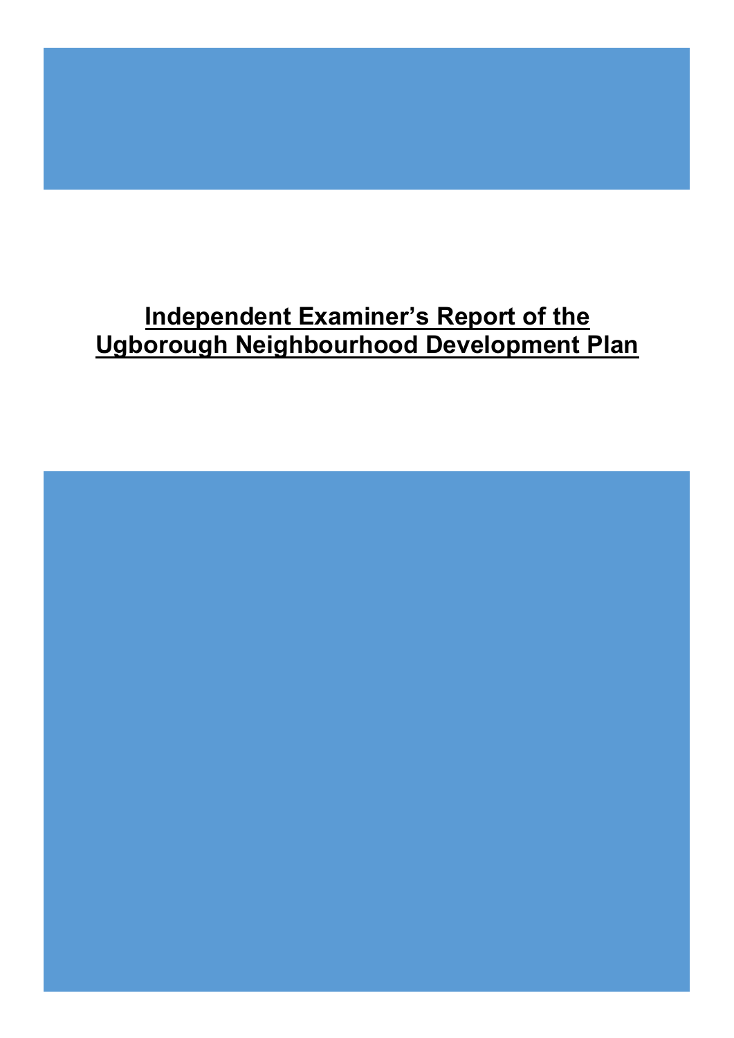# Independent Examiner's Report of the Ugborough Neighbourhood Development Plan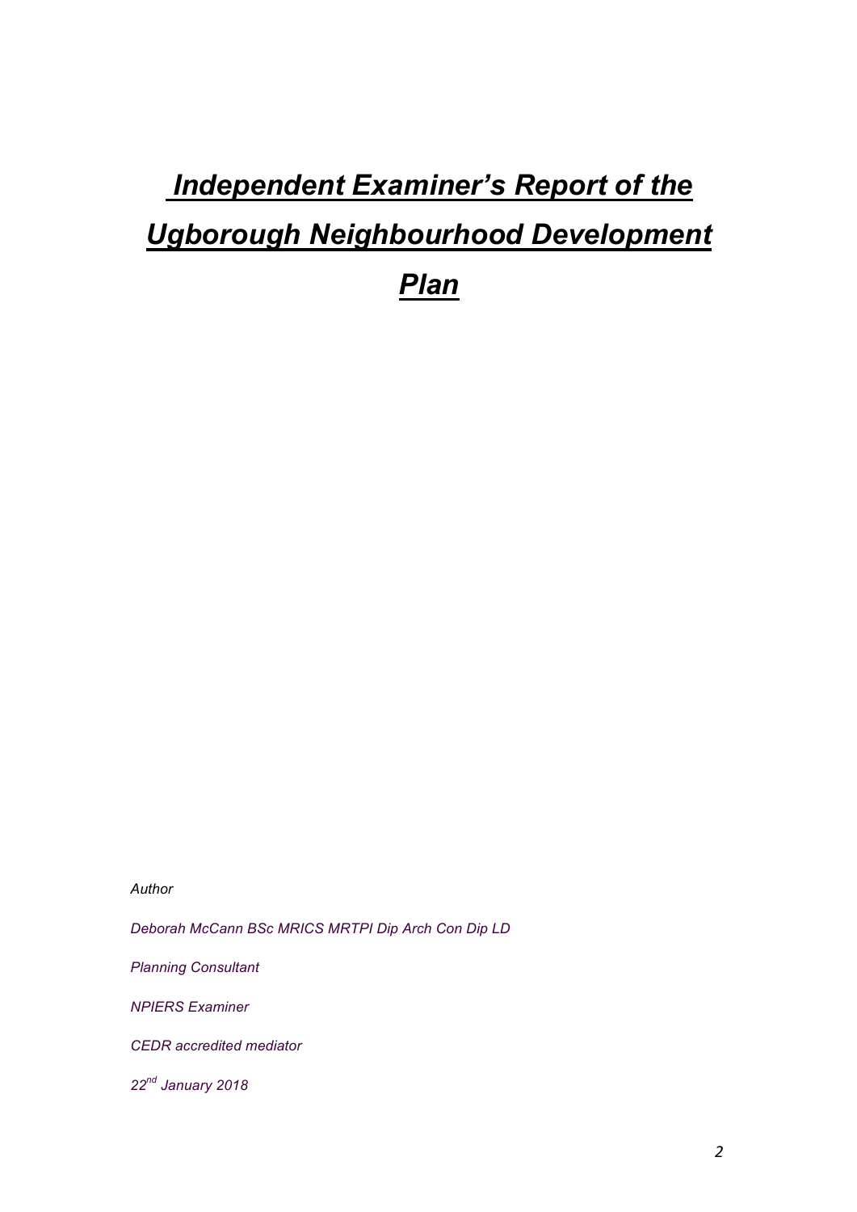# *Independent Examiner's Report of the Ugborough Neighbourhood Development Plan*

*Author*

*Deborah McCann BSc MRICS MRTPI Dip Arch Con Dip LD*

*Planning Consultant*

*NPIERS Examiner*

*CEDR accredited mediator*

*22nd January 2018*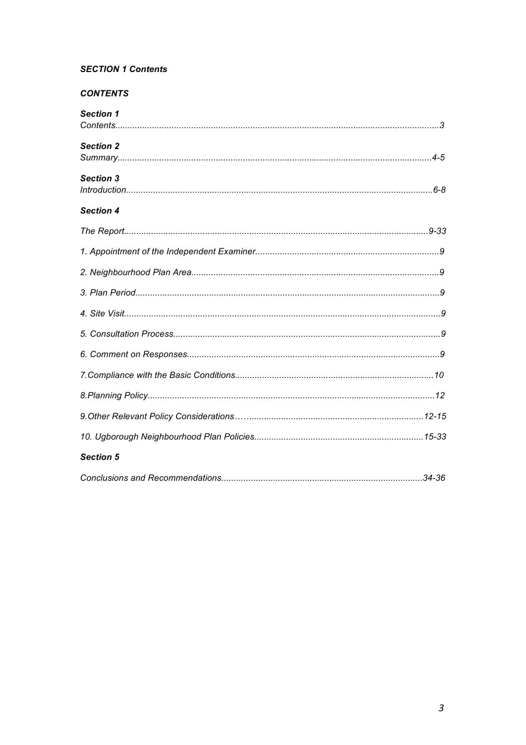***SECTION 1 Contents***

***CONTENTS***

***Section 1***
*Contents.....3*

***Section 2***
*Summary.....4-5*

***Section 3***
*Introduction.....6-8*

***Section 4***

*The Report.....9-33*

*1. Appointment of the Independent Examiner.....9*

*2. Neighbourhood Plan Area.....9*

*3. Plan Period.....9*

*4. Site Visit.....9*

*5. Consultation Process.....9*

*6. Comment on Responses.....9*

*7.Compliance with the Basic Conditions.....10*

*8.Planning Policy.....12*

*9.Other Relevant Policy Considerations…......12-15*

*10. Ugborough Neighbourhood Plan Policies.....15-33*

***Section 5***

*Conclusions and Recommendations.....34-36*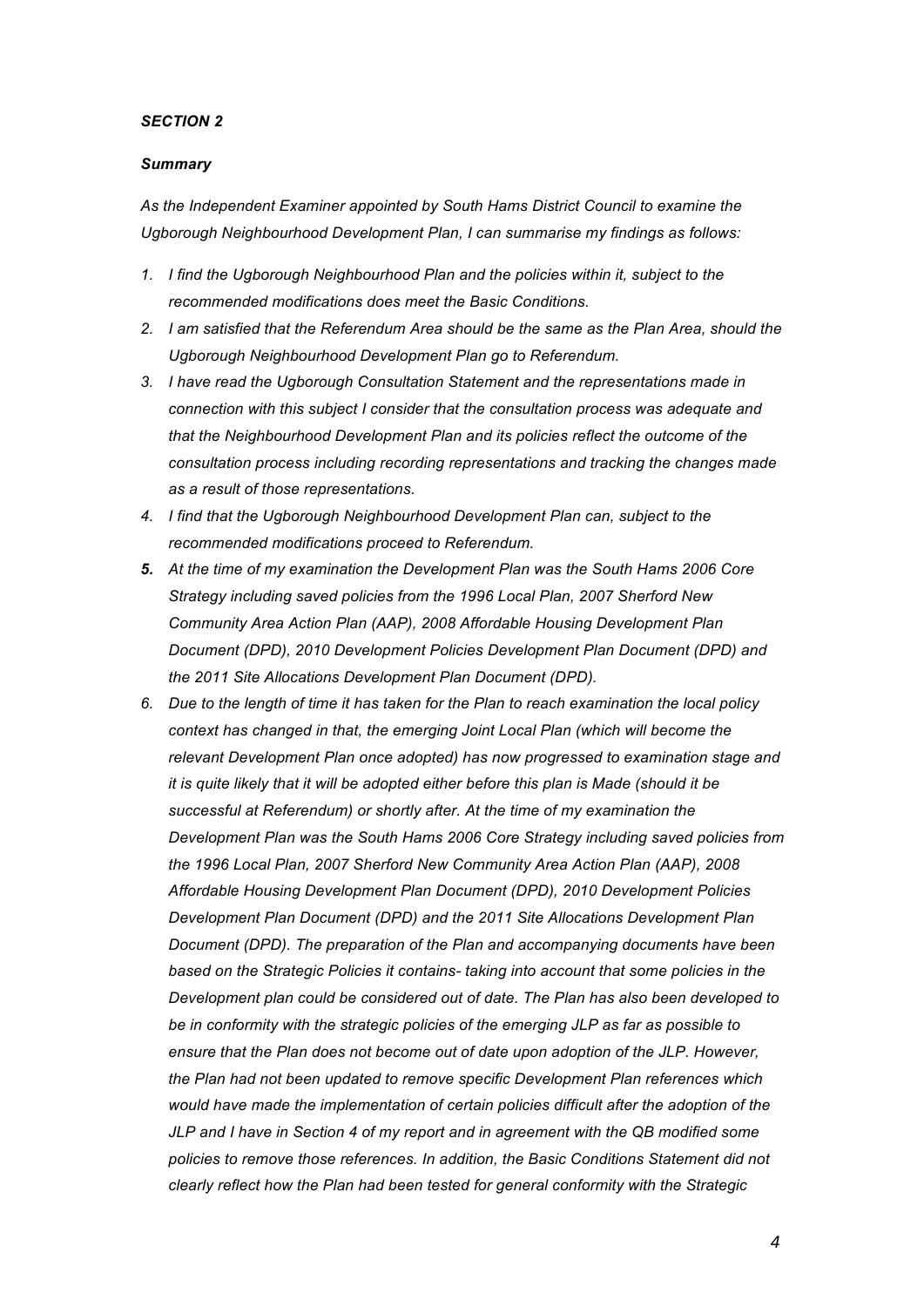***SECTION 2***

***Summary***

*As the Independent Examiner appointed by South Hams District Council to examine the Ugborough Neighbourhood Development Plan, I can summarise my findings as follows:*

1. *I find the Ugborough Neighbourhood Plan and the policies within it, subject to the recommended modifications does meet the Basic Conditions.*
2. *I am satisfied that the Referendum Area should be the same as the Plan Area, should the Ugborough Neighbourhood Development Plan go to Referendum.*
3. *I have read the Ugborough Consultation Statement and the representations made in connection with this subject I consider that the consultation process was adequate and that the Neighbourhood Development Plan and its policies reflect the outcome of the consultation process including recording representations and tracking the changes made as a result of those representations.*
4. *I find that the Ugborough Neighbourhood Development Plan can, subject to the recommended modifications proceed to Referendum.*
5. *At the time of my examination the Development Plan was the South Hams 2006 Core Strategy including saved policies from the 1996 Local Plan, 2007 Sherford New Community Area Action Plan (AAP), 2008 Affordable Housing Development Plan Document (DPD), 2010 Development Policies Development Plan Document (DPD) and the 2011 Site Allocations Development Plan Document (DPD).*
6. *Due to the length of time it has taken for the Plan to reach examination the local policy context has changed in that, the emerging Joint Local Plan (which will become the relevant Development Plan once adopted) has now progressed to examination stage and it is quite likely that it will be adopted either before this plan is Made (should it be successful at Referendum) or shortly after. At the time of my examination the Development Plan was the South Hams 2006 Core Strategy including saved policies from the 1996 Local Plan, 2007 Sherford New Community Area Action Plan (AAP), 2008 Affordable Housing Development Plan Document (DPD), 2010 Development Policies Development Plan Document (DPD) and the 2011 Site Allocations Development Plan Document (DPD). The preparation of the Plan and accompanying documents have been based on the Strategic Policies it contains- taking into account that some policies in the Development plan could be considered out of date. The Plan has also been developed to be in conformity with the strategic policies of the emerging JLP as far as possible to ensure that the Plan does not become out of date upon adoption of the JLP. However, the Plan had not been updated to remove specific Development Plan references which would have made the implementation of certain policies difficult after the adoption of the JLP and I have in Section 4 of my report and in agreement with the QB modified some policies to remove those references. In addition, the Basic Conditions Statement did not clearly reflect how the Plan had been tested for general conformity with the Strategic*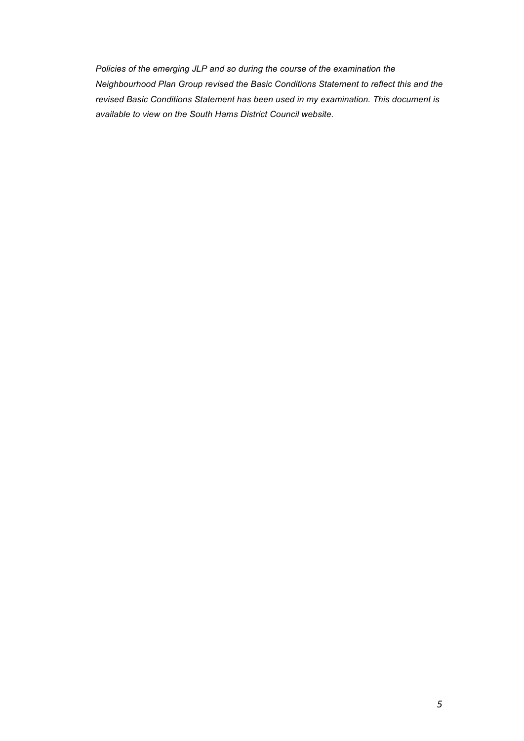*Policies of the emerging JLP and so during the course of the examination the Neighbourhood Plan Group revised the Basic Conditions Statement to reflect this and the revised Basic Conditions Statement has been used in my examination. This document is available to view on the South Hams District Council website.*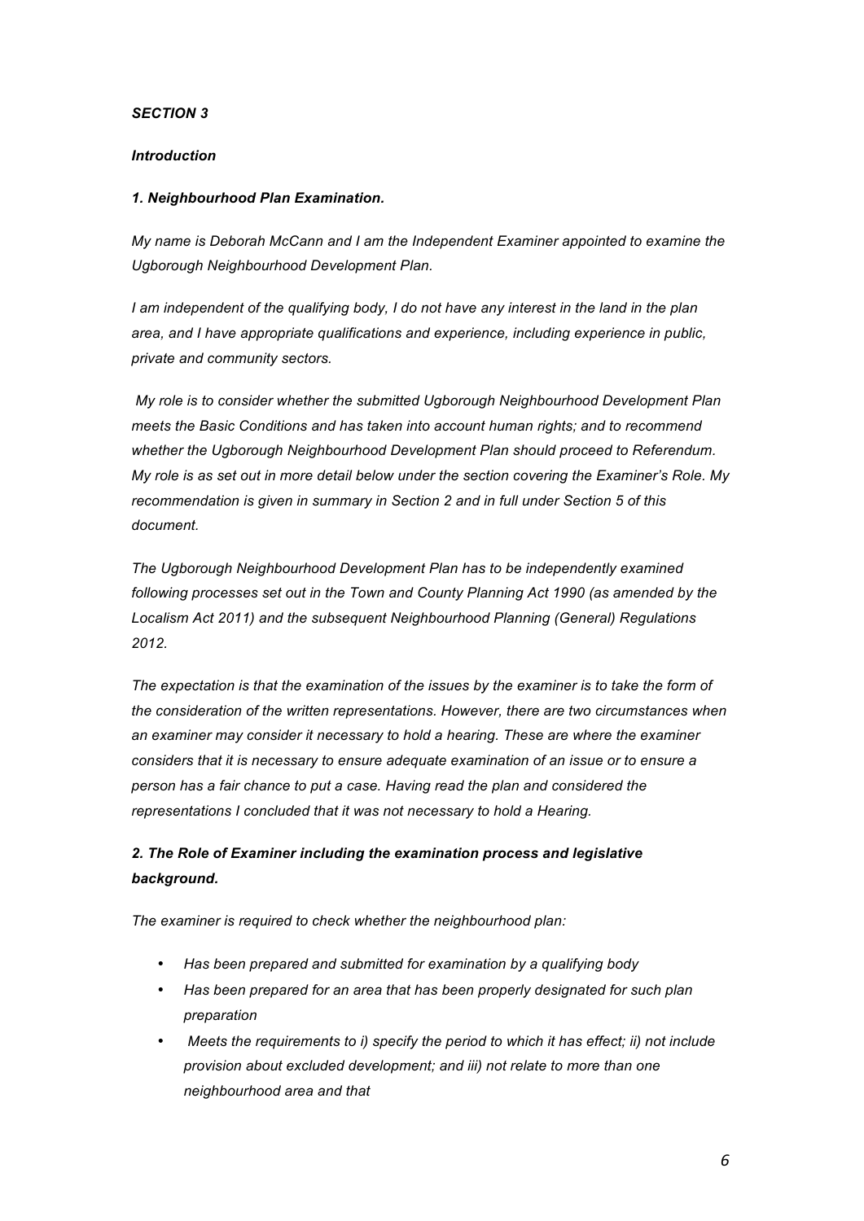***SECTION 3***

***Introduction***

***1. Neighbourhood Plan Examination.***

*My name is Deborah McCann and I am the Independent Examiner appointed to examine the Ugborough Neighbourhood Development Plan.*

*I am independent of the qualifying body, I do not have any interest in the land in the plan area, and I have appropriate qualifications and experience, including experience in public, private and community sectors.*

*My role is to consider whether the submitted Ugborough Neighbourhood Development Plan meets the Basic Conditions and has taken into account human rights; and to recommend whether the Ugborough Neighbourhood Development Plan should proceed to Referendum. My role is as set out in more detail below under the section covering the Examiner's Role. My recommendation is given in summary in Section 2 and in full under Section 5 of this document.*

*The Ugborough Neighbourhood Development Plan has to be independently examined following processes set out in the Town and County Planning Act 1990 (as amended by the Localism Act 2011) and the subsequent Neighbourhood Planning (General) Regulations 2012.*

*The expectation is that the examination of the issues by the examiner is to take the form of the consideration of the written representations. However, there are two circumstances when an examiner may consider it necessary to hold a hearing. These are where the examiner considers that it is necessary to ensure adequate examination of an issue or to ensure a person has a fair chance to put a case. Having read the plan and considered the representations I concluded that it was not necessary to hold a Hearing.*

***2. The Role of Examiner including the examination process and legislative background.***

*The examiner is required to check whether the neighbourhood plan:*

- *Has been prepared and submitted for examination by a qualifying body*
- *Has been prepared for an area that has been properly designated for such plan preparation*
- *Meets the requirements to i) specify the period to which it has effect; ii) not include provision about excluded development; and iii) not relate to more than one neighbourhood area and that*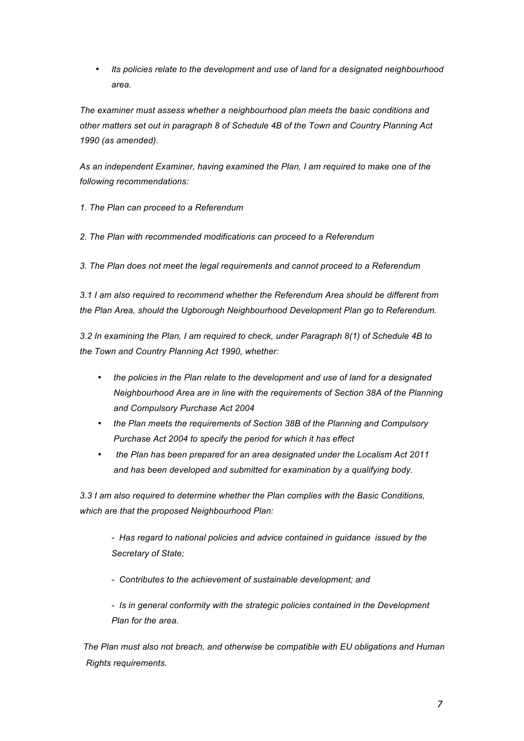- *Its policies relate to the development and use of land for a designated neighbourhood area.*

*The examiner must assess whether a neighbourhood plan meets the basic conditions and other matters set out in paragraph 8 of Schedule 4B of the Town and Country Planning Act 1990 (as amended).*

*As an independent Examiner, having examined the Plan, I am required to make one of the following recommendations:*

*1. The Plan can proceed to a Referendum*

*2. The Plan with recommended modifications can proceed to a Referendum*

*3. The Plan does not meet the legal requirements and cannot proceed to a Referendum*

*3.1 I am also required to recommend whether the Referendum Area should be different from the Plan Area, should the Ugborough Neighbourhood Development Plan go to Referendum.*

*3.2 In examining the Plan, I am required to check, under Paragraph 8(1) of Schedule 4B to the Town and Country Planning Act 1990, whether:*

- *the policies in the Plan relate to the development and use of land for a designated Neighbourhood Area are in line with the requirements of Section 38A of the Planning and Compulsory Purchase Act 2004*
- *the Plan meets the requirements of Section 38B of the Planning and Compulsory Purchase Act 2004 to specify the period for which it has effect*
- *the Plan has been prepared for an area designated under the Localism Act 2011 and has been developed and submitted for examination by a qualifying body.*

*3.3 I am also required to determine whether the Plan complies with the Basic Conditions, which are that the proposed Neighbourhood Plan:*

- *Has regard to national policies and advice contained in guidance issued by the Secretary of State;*
- *Contributes to the achievement of sustainable development; and*
- *Is in general conformity with the strategic policies contained in the Development Plan for the area.*

*The Plan must also not breach, and otherwise be compatible with EU obligations and Human Rights requirements.*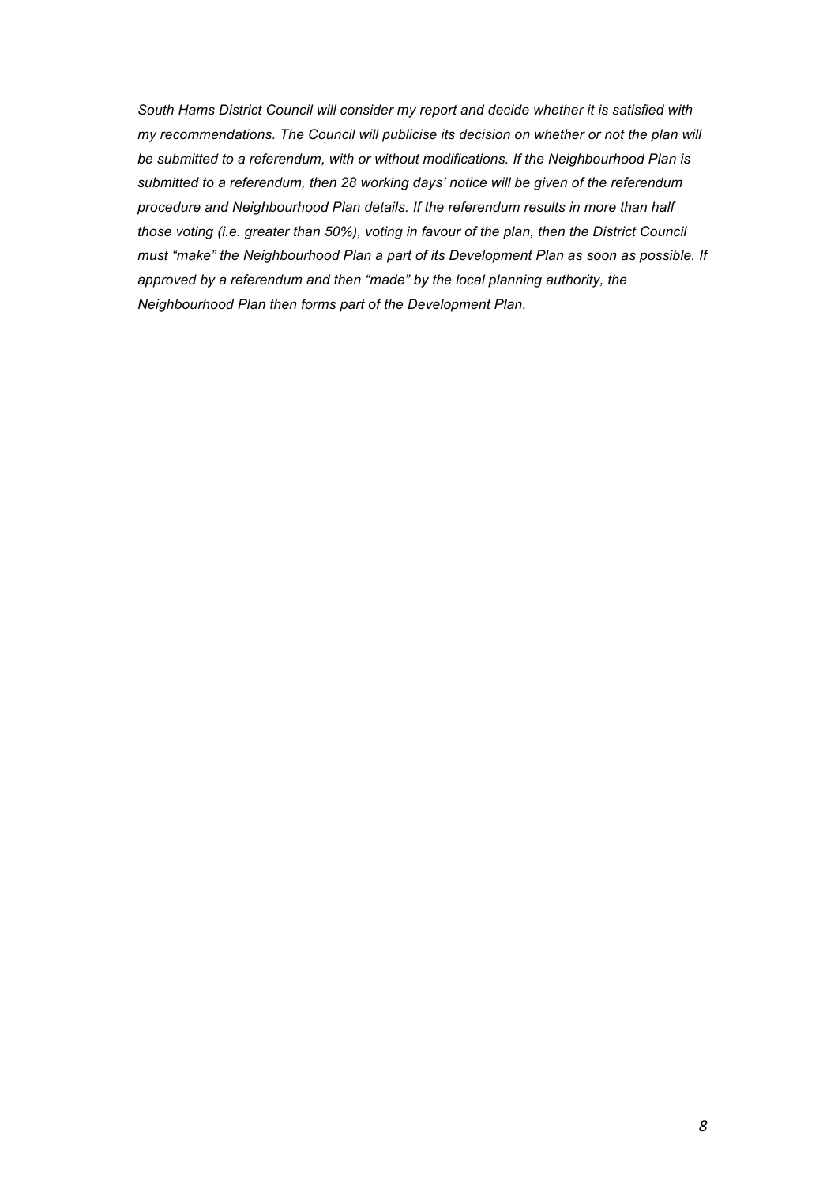*South Hams District Council will consider my report and decide whether it is satisfied with my recommendations. The Council will publicise its decision on whether or not the plan will be submitted to a referendum, with or without modifications. If the Neighbourhood Plan is submitted to a referendum, then 28 working days' notice will be given of the referendum procedure and Neighbourhood Plan details. If the referendum results in more than half those voting (i.e. greater than 50%), voting in favour of the plan, then the District Council must "make" the Neighbourhood Plan a part of its Development Plan as soon as possible. If approved by a referendum and then "made" by the local planning authority, the Neighbourhood Plan then forms part of the Development Plan.*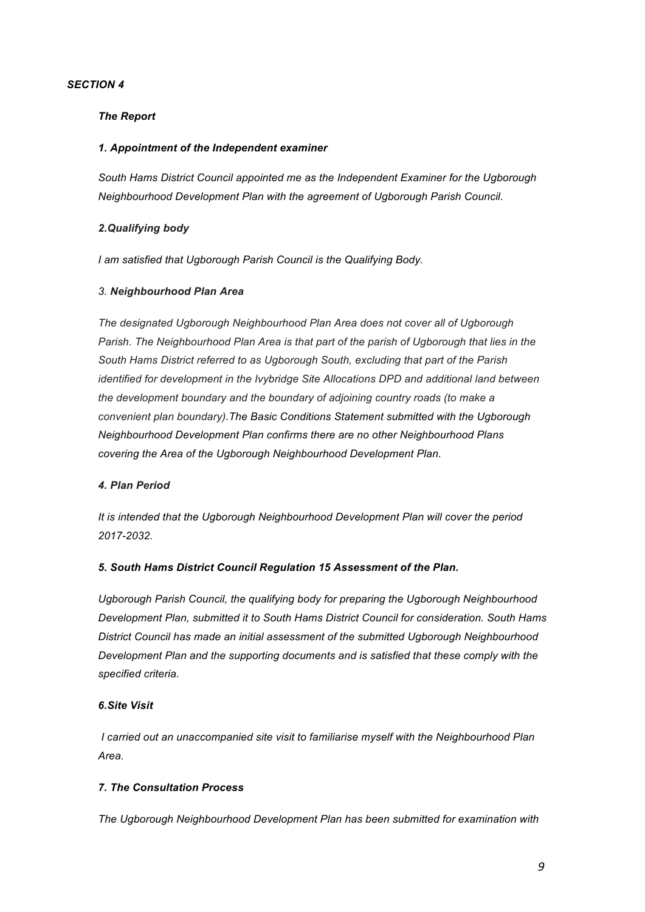***SECTION 4***

***The Report***

***1. Appointment of the Independent examiner***

*South Hams District Council appointed me as the Independent Examiner for the Ugborough Neighbourhood Development Plan with the agreement of Ugborough Parish Council.*

***2.Qualifying body***

*I am satisfied that Ugborough Parish Council is the Qualifying Body.*

*3.* ***Neighbourhood Plan Area***

*The designated Ugborough Neighbourhood Plan Area does not cover all of Ugborough Parish. The Neighbourhood Plan Area is that part of the parish of Ugborough that lies in the South Hams District referred to as Ugborough South, excluding that part of the Parish identified for development in the Ivybridge Site Allocations DPD and additional land between the development boundary and the boundary of adjoining country roads (to make a convenient plan boundary).The Basic Conditions Statement submitted with the Ugborough Neighbourhood Development Plan confirms there are no other Neighbourhood Plans covering the Area of the Ugborough Neighbourhood Development Plan.*

***4. Plan Period***

*It is intended that the Ugborough Neighbourhood Development Plan will cover the period 2017-2032.*

***5. South Hams District Council Regulation 15 Assessment of the Plan.***

*Ugborough Parish Council, the qualifying body for preparing the Ugborough Neighbourhood Development Plan, submitted it to South Hams District Council for consideration. South Hams District Council has made an initial assessment of the submitted Ugborough Neighbourhood Development Plan and the supporting documents and is satisfied that these comply with the specified criteria.*

***6.Site Visit***

*I carried out an unaccompanied site visit to familiarise myself with the Neighbourhood Plan Area.*

***7. The Consultation Process***

*The Ugborough Neighbourhood Development Plan has been submitted for examination with*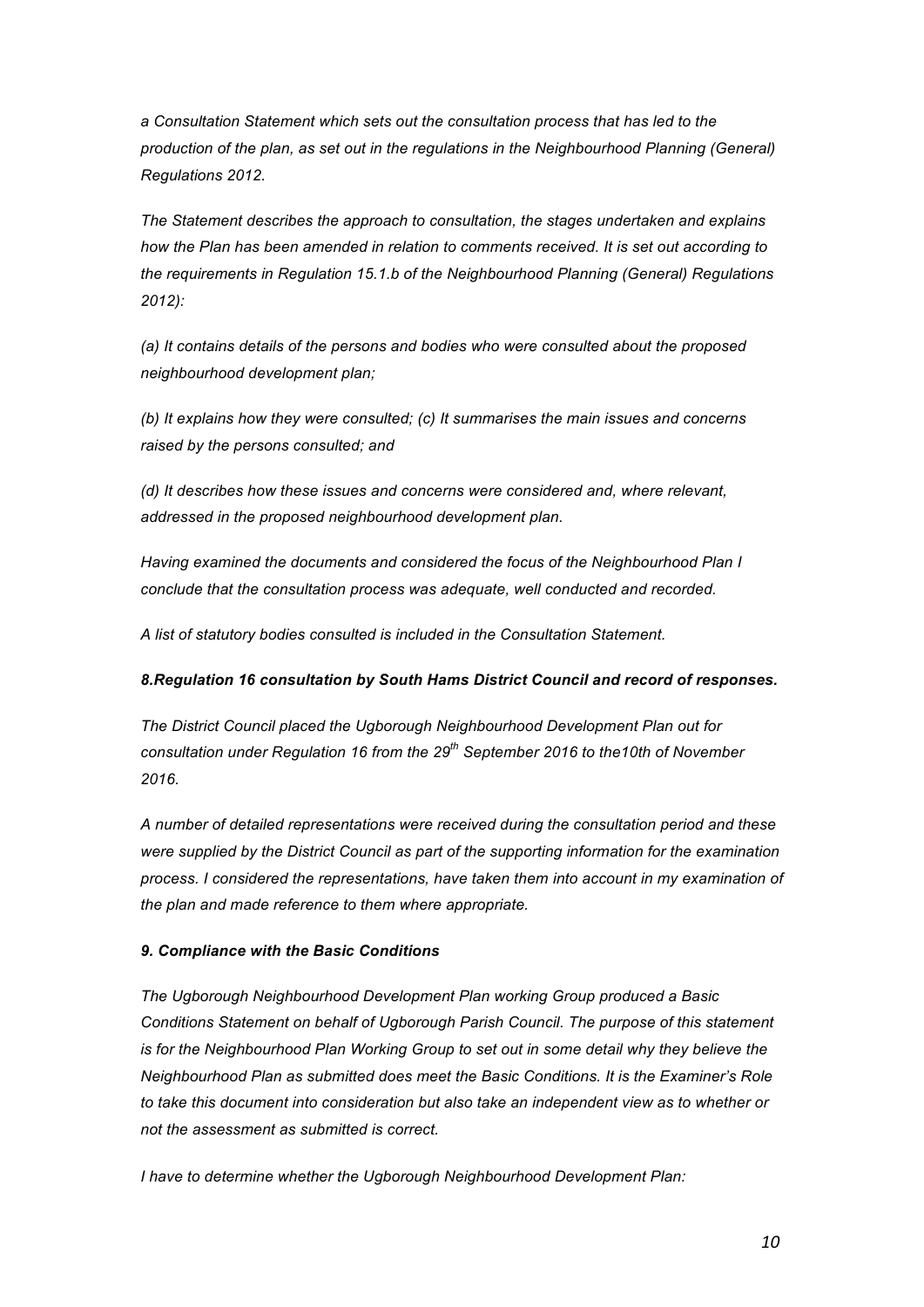*a Consultation Statement which sets out the consultation process that has led to the production of the plan, as set out in the regulations in the Neighbourhood Planning (General) Regulations 2012.*

*The Statement describes the approach to consultation, the stages undertaken and explains how the Plan has been amended in relation to comments received. It is set out according to the requirements in Regulation 15.1.b of the Neighbourhood Planning (General) Regulations 2012):*

*(a) It contains details of the persons and bodies who were consulted about the proposed neighbourhood development plan;*

*(b) It explains how they were consulted; (c) It summarises the main issues and concerns raised by the persons consulted; and*

*(d) It describes how these issues and concerns were considered and, where relevant, addressed in the proposed neighbourhood development plan.*

*Having examined the documents and considered the focus of the Neighbourhood Plan I conclude that the consultation process was adequate, well conducted and recorded.*

*A list of statutory bodies consulted is included in the Consultation Statement.*

***8.Regulation 16 consultation by South Hams District Council and record of responses.***

*The District Council placed the Ugborough Neighbourhood Development Plan out for consultation under Regulation 16 from the 29th September 2016 to the10th of November 2016.*

*A number of detailed representations were received during the consultation period and these were supplied by the District Council as part of the supporting information for the examination process. I considered the representations, have taken them into account in my examination of the plan and made reference to them where appropriate.*

***9. Compliance with the Basic Conditions***

*The Ugborough Neighbourhood Development Plan working Group produced a Basic Conditions Statement on behalf of Ugborough Parish Council. The purpose of this statement is for the Neighbourhood Plan Working Group to set out in some detail why they believe the Neighbourhood Plan as submitted does meet the Basic Conditions. It is the Examiner's Role to take this document into consideration but also take an independent view as to whether or not the assessment as submitted is correct.*

*I have to determine whether the Ugborough Neighbourhood Development Plan:*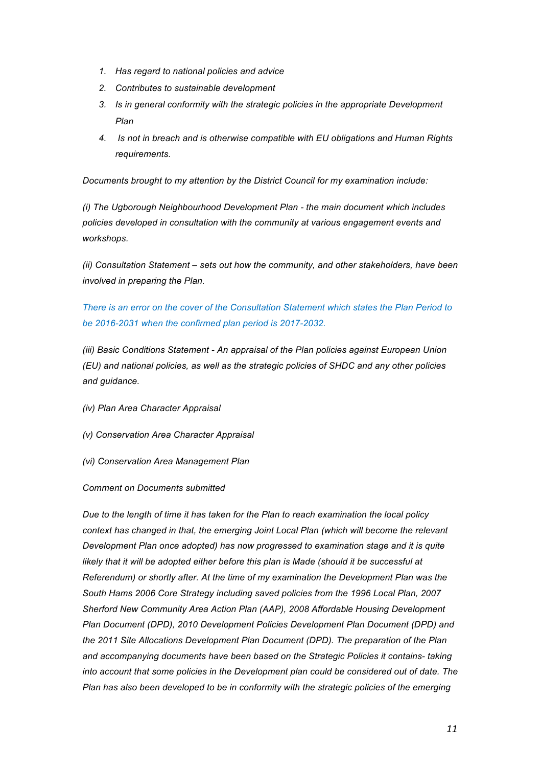1. *Has regard to national policies and advice*
2. *Contributes to sustainable development*
3. *Is in general conformity with the strategic policies in the appropriate Development Plan*
4. *Is not in breach and is otherwise compatible with EU obligations and Human Rights requirements.*

*Documents brought to my attention by the District Council for my examination include:*

*(i) The Ugborough Neighbourhood Development Plan - the main document which includes policies developed in consultation with the community at various engagement events and workshops.*

*(ii) Consultation Statement – sets out how the community, and other stakeholders, have been involved in preparing the Plan.*

*There is an error on the cover of the Consultation Statement which states the Plan Period to be 2016-2031 when the confirmed plan period is 2017-2032.*

*(iii) Basic Conditions Statement - An appraisal of the Plan policies against European Union (EU) and national policies, as well as the strategic policies of SHDC and any other policies and guidance.*

*(iv) Plan Area Character Appraisal*

*(v) Conservation Area Character Appraisal*

*(vi) Conservation Area Management Plan*

*Comment on Documents submitted*

*Due to the length of time it has taken for the Plan to reach examination the local policy context has changed in that, the emerging Joint Local Plan (which will become the relevant Development Plan once adopted) has now progressed to examination stage and it is quite likely that it will be adopted either before this plan is Made (should it be successful at Referendum) or shortly after. At the time of my examination the Development Plan was the South Hams 2006 Core Strategy including saved policies from the 1996 Local Plan, 2007 Sherford New Community Area Action Plan (AAP), 2008 Affordable Housing Development Plan Document (DPD), 2010 Development Policies Development Plan Document (DPD) and the 2011 Site Allocations Development Plan Document (DPD). The preparation of the Plan and accompanying documents have been based on the Strategic Policies it contains- taking into account that some policies in the Development plan could be considered out of date. The Plan has also been developed to be in conformity with the strategic policies of the emerging*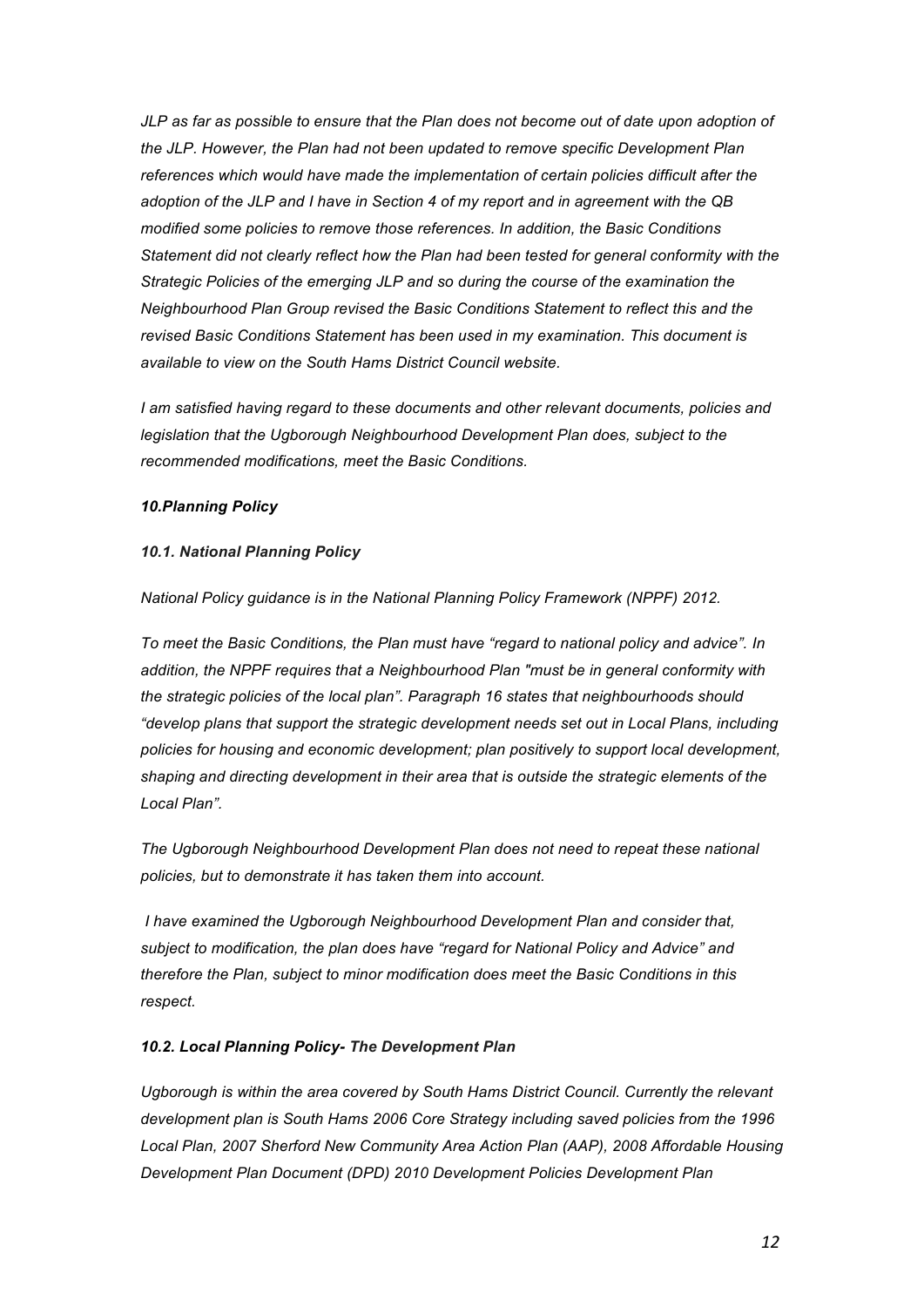*JLP as far as possible to ensure that the Plan does not become out of date upon adoption of the JLP. However, the Plan had not been updated to remove specific Development Plan references which would have made the implementation of certain policies difficult after the adoption of the JLP and I have in Section 4 of my report and in agreement with the QB modified some policies to remove those references. In addition, the Basic Conditions Statement did not clearly reflect how the Plan had been tested for general conformity with the Strategic Policies of the emerging JLP and so during the course of the examination the Neighbourhood Plan Group revised the Basic Conditions Statement to reflect this and the revised Basic Conditions Statement has been used in my examination. This document is available to view on the South Hams District Council website.*

*I am satisfied having regard to these documents and other relevant documents, policies and legislation that the Ugborough Neighbourhood Development Plan does, subject to the recommended modifications, meet the Basic Conditions.*

### *10.Planning Policy*

#### *10.1. National Planning Policy*

*National Policy guidance is in the National Planning Policy Framework (NPPF) 2012.*

*To meet the Basic Conditions, the Plan must have "regard to national policy and advice". In addition, the NPPF requires that a Neighbourhood Plan "must be in general conformity with the strategic policies of the local plan". Paragraph 16 states that neighbourhoods should "develop plans that support the strategic development needs set out in Local Plans, including policies for housing and economic development; plan positively to support local development, shaping and directing development in their area that is outside the strategic elements of the Local Plan".*

*The Ugborough Neighbourhood Development Plan does not need to repeat these national policies, but to demonstrate it has taken them into account.*

*I have examined the Ugborough Neighbourhood Development Plan and consider that, subject to modification, the plan does have "regard for National Policy and Advice" and therefore the Plan, subject to minor modification does meet the Basic Conditions in this respect.*

#### *10.2. Local Planning Policy- The Development Plan*

*Ugborough is within the area covered by South Hams District Council. Currently the relevant development plan is South Hams 2006 Core Strategy including saved policies from the 1996 Local Plan, 2007 Sherford New Community Area Action Plan (AAP), 2008 Affordable Housing Development Plan Document (DPD) 2010 Development Policies Development Plan*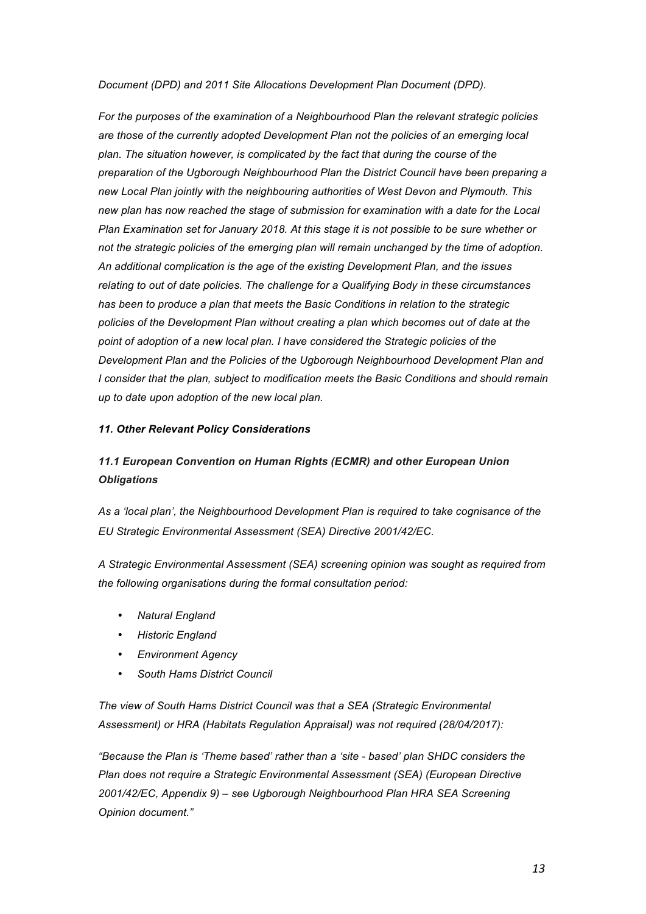*Document (DPD) and 2011 Site Allocations Development Plan Document (DPD).*

*For the purposes of the examination of a Neighbourhood Plan the relevant strategic policies are those of the currently adopted Development Plan not the policies of an emerging local plan. The situation however, is complicated by the fact that during the course of the preparation of the Ugborough Neighbourhood Plan the District Council have been preparing a new Local Plan jointly with the neighbouring authorities of West Devon and Plymouth. This new plan has now reached the stage of submission for examination with a date for the Local Plan Examination set for January 2018. At this stage it is not possible to be sure whether or not the strategic policies of the emerging plan will remain unchanged by the time of adoption. An additional complication is the age of the existing Development Plan, and the issues relating to out of date policies. The challenge for a Qualifying Body in these circumstances has been to produce a plan that meets the Basic Conditions in relation to the strategic policies of the Development Plan without creating a plan which becomes out of date at the point of adoption of a new local plan. I have considered the Strategic policies of the Development Plan and the Policies of the Ugborough Neighbourhood Development Plan and I consider that the plan, subject to modification meets the Basic Conditions and should remain up to date upon adoption of the new local plan.*

### *11. Other Relevant Policy Considerations*

#### *11.1 European Convention on Human Rights (ECMR) and other European Union Obligations*

*As a 'local plan', the Neighbourhood Development Plan is required to take cognisance of the EU Strategic Environmental Assessment (SEA) Directive 2001/42/EC.*

*A Strategic Environmental Assessment (SEA) screening opinion was sought as required from the following organisations during the formal consultation period:*

- *Natural England*
- *Historic England*
- *Environment Agency*
- *South Hams District Council*

*The view of South Hams District Council was that a SEA (Strategic Environmental Assessment) or HRA (Habitats Regulation Appraisal) was not required (28/04/2017):*

*"Because the Plan is 'Theme based' rather than a 'site - based' plan SHDC considers the Plan does not require a Strategic Environmental Assessment (SEA) (European Directive 2001/42/EC, Appendix 9) – see Ugborough Neighbourhood Plan HRA SEA Screening Opinion document."*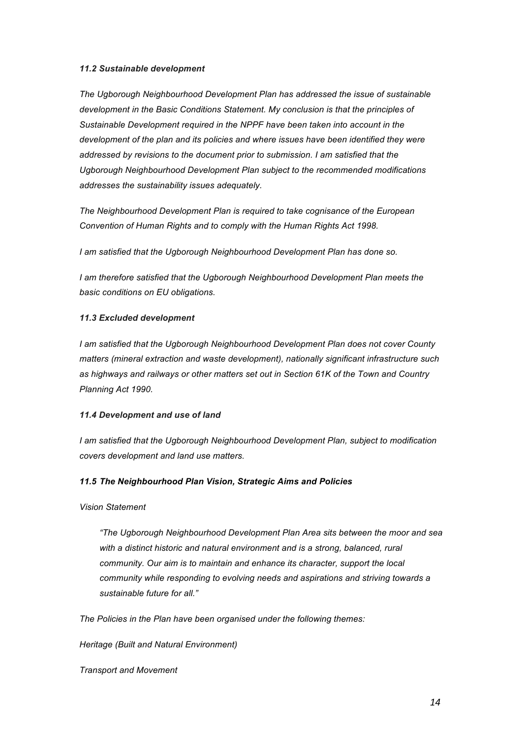### *11.2 Sustainable development*

*The Ugborough Neighbourhood Development Plan has addressed the issue of sustainable development in the Basic Conditions Statement. My conclusion is that the principles of Sustainable Development required in the NPPF have been taken into account in the development of the plan and its policies and where issues have been identified they were addressed by revisions to the document prior to submission. I am satisfied that the Ugborough Neighbourhood Development Plan subject to the recommended modifications addresses the sustainability issues adequately.*

*The Neighbourhood Development Plan is required to take cognisance of the European Convention of Human Rights and to comply with the Human Rights Act 1998.*

*I am satisfied that the Ugborough Neighbourhood Development Plan has done so.*

*I am therefore satisfied that the Ugborough Neighbourhood Development Plan meets the basic conditions on EU obligations.*

### *11.3 Excluded development*

*I am satisfied that the Ugborough Neighbourhood Development Plan does not cover County matters (mineral extraction and waste development), nationally significant infrastructure such as highways and railways or other matters set out in Section 61K of the Town and Country Planning Act 1990.*

### *11.4 Development and use of land*

*I am satisfied that the Ugborough Neighbourhood Development Plan, subject to modification covers development and land use matters.*

### *11.5 The Neighbourhood Plan Vision, Strategic Aims and Policies*

*Vision Statement*

> *"The Ugborough Neighbourhood Development Plan Area sits between the moor and sea with a distinct historic and natural environment and is a strong, balanced, rural community. Our aim is to maintain and enhance its character, support the local community while responding to evolving needs and aspirations and striving towards a sustainable future for all."*

*The Policies in the Plan have been organised under the following themes:*

*Heritage (Built and Natural Environment)*

*Transport and Movement*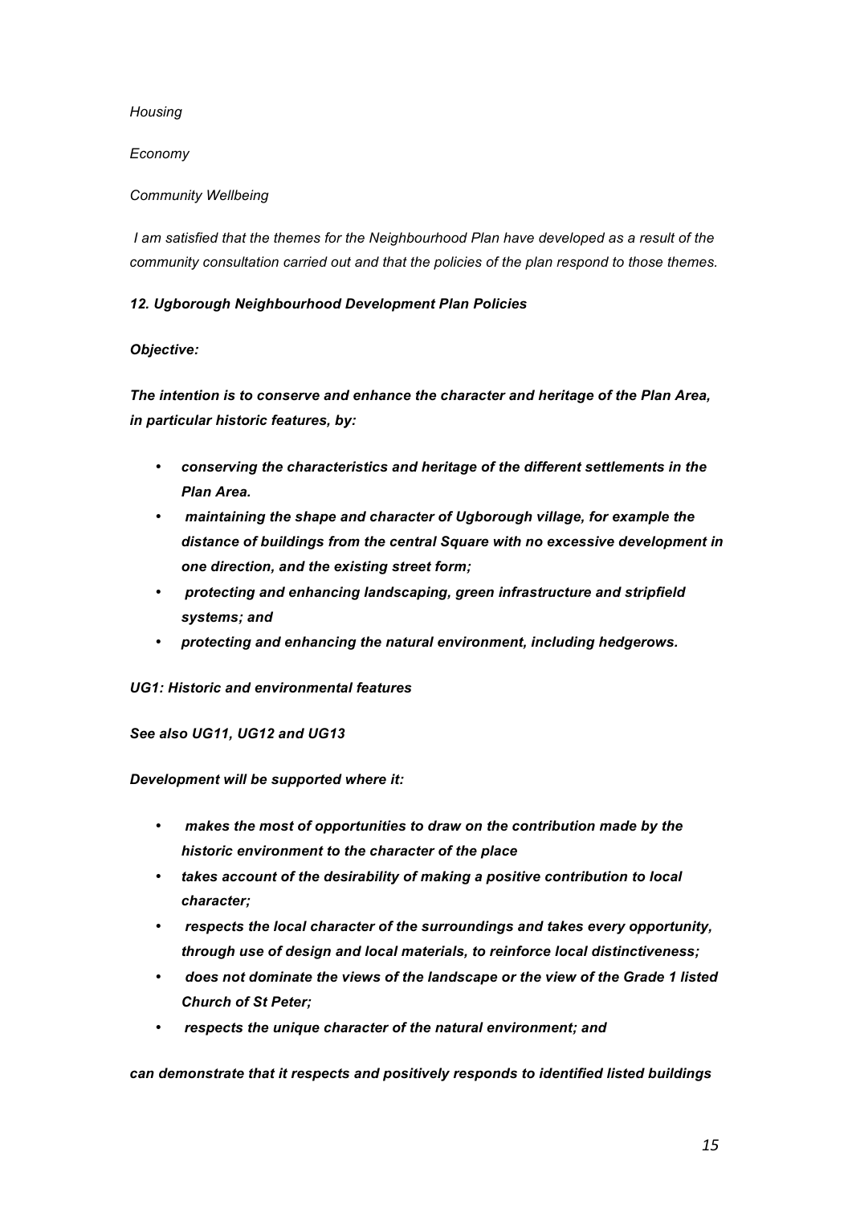*Housing*

*Economy*

*Community Wellbeing*

*I am satisfied that the themes for the Neighbourhood Plan have developed as a result of the community consultation carried out and that the policies of the plan respond to those themes.*

### ***12. Ugborough Neighbourhood Development Plan Policies***

***Objective:***

***The intention is to conserve and enhance the character and heritage of the Plan Area, in particular historic features, by:***

- ***conserving the characteristics and heritage of the different settlements in the Plan Area.***
- ***maintaining the shape and character of Ugborough village, for example the distance of buildings from the central Square with no excessive development in one direction, and the existing street form;***
- ***protecting and enhancing landscaping, green infrastructure and stripfield systems; and***
- ***protecting and enhancing the natural environment, including hedgerows.***

***UG1: Historic and environmental features***

***See also UG11, UG12 and UG13***

***Development will be supported where it:***

- ***makes the most of opportunities to draw on the contribution made by the historic environment to the character of the place***
- ***takes account of the desirability of making a positive contribution to local character;***
- ***respects the local character of the surroundings and takes every opportunity, through use of design and local materials, to reinforce local distinctiveness;***
- ***does not dominate the views of the landscape or the view of the Grade 1 listed Church of St Peter;***
- ***respects the unique character of the natural environment; and***

***can demonstrate that it respects and positively responds to identified listed buildings***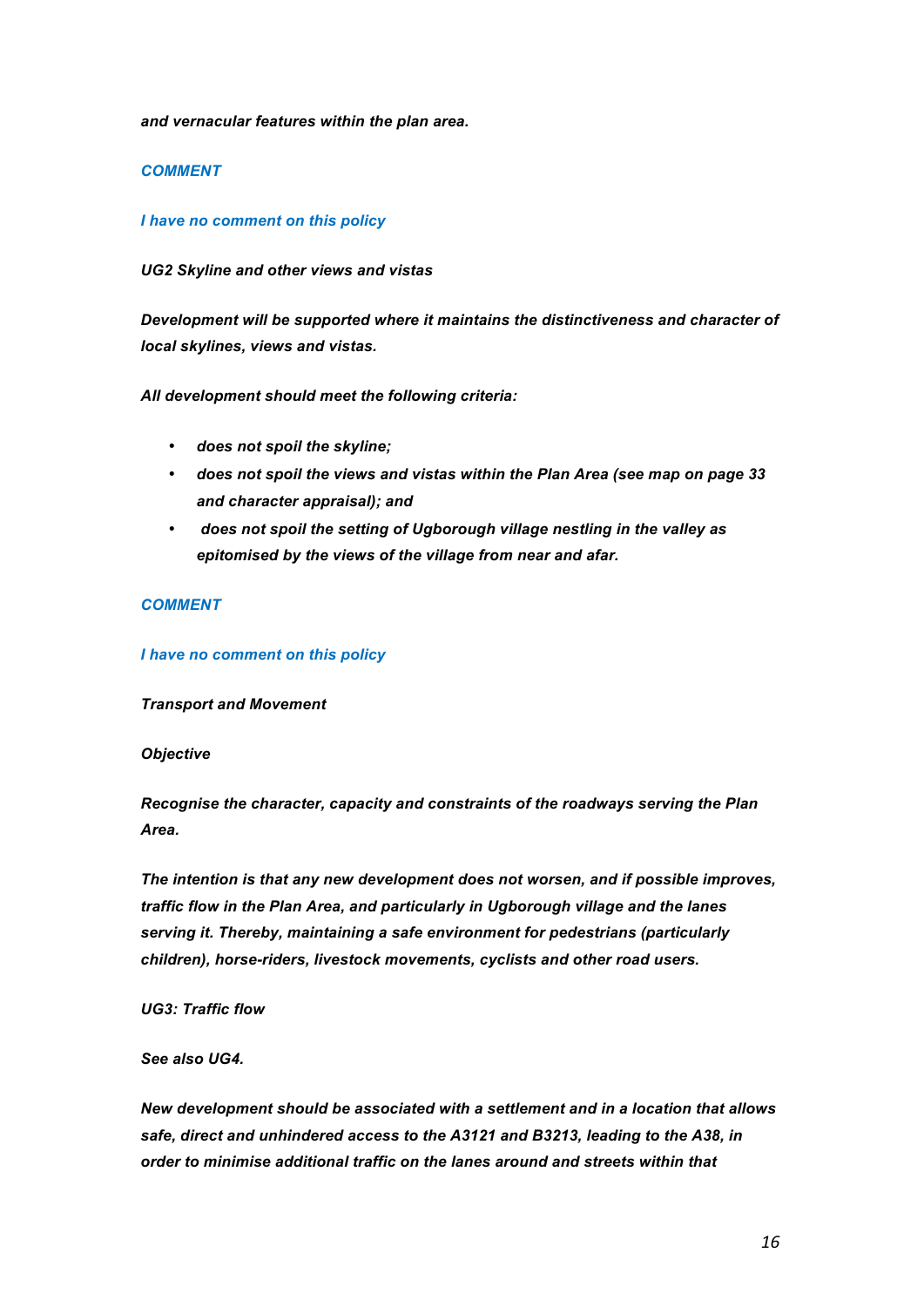***and vernacular features within the plan area.***

***COMMENT***

***I have no comment on this policy***

***UG2 Skyline and other views and vistas***

***Development will be supported where it maintains the distinctiveness and character of local skylines, views and vistas.***

***All development should meet the following criteria:***

- ***does not spoil the skyline;***
- ***does not spoil the views and vistas within the Plan Area (see map on page 33 and character appraisal); and***
- ***does not spoil the setting of Ugborough village nestling in the valley as epitomised by the views of the village from near and afar.***

***COMMENT***

***I have no comment on this policy***

***Transport and Movement***

***Objective***

***Recognise the character, capacity and constraints of the roadways serving the Plan Area.***

***The intention is that any new development does not worsen, and if possible improves, traffic flow in the Plan Area, and particularly in Ugborough village and the lanes serving it. Thereby, maintaining a safe environment for pedestrians (particularly children), horse-riders, livestock movements, cyclists and other road users.***

***UG3: Traffic flow***

***See also UG4.***

***New development should be associated with a settlement and in a location that allows safe, direct and unhindered access to the A3121 and B3213, leading to the A38, in order to minimise additional traffic on the lanes around and streets within that***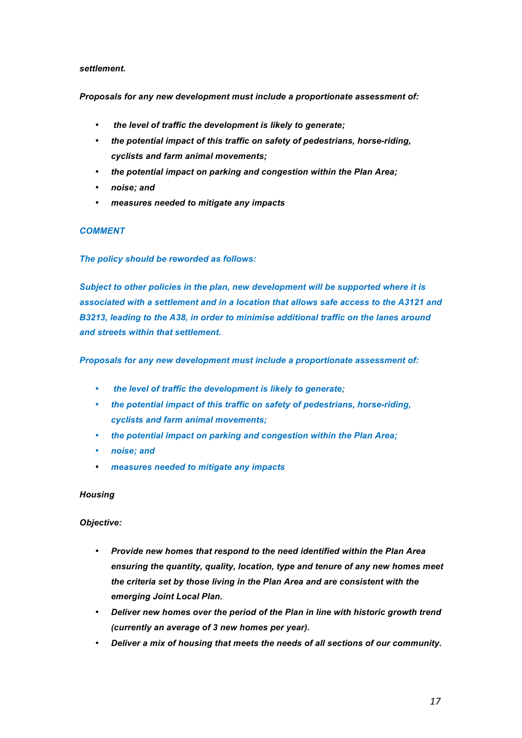***settlement.***

***Proposals for any new development must include a proportionate assessment of:***

- ***the level of traffic the development is likely to generate;***
- ***the potential impact of this traffic on safety of pedestrians, horse-riding, cyclists and farm animal movements;***
- ***the potential impact on parking and congestion within the Plan Area;***
- ***noise; and***
- ***measures needed to mitigate any impacts***

***COMMENT***

***The policy should be reworded as follows:***

***Subject to other policies in the plan, new development will be supported where it is associated with a settlement and in a location that allows safe access to the A3121 and B3213, leading to the A38, in order to minimise additional traffic on the lanes around and streets within that settlement.***

***Proposals for any new development must include a proportionate assessment of:***

- ***the level of traffic the development is likely to generate;***
- ***the potential impact of this traffic on safety of pedestrians, horse-riding, cyclists and farm animal movements;***
- ***the potential impact on parking and congestion within the Plan Area;***
- ***noise; and***
- ***measures needed to mitigate any impacts***

***Housing***

***Objective:***

- ***Provide new homes that respond to the need identified within the Plan Area ensuring the quantity, quality, location, type and tenure of any new homes meet the criteria set by those living in the Plan Area and are consistent with the emerging Joint Local Plan.***
- ***Deliver new homes over the period of the Plan in line with historic growth trend (currently an average of 3 new homes per year).***
- ***Deliver a mix of housing that meets the needs of all sections of our community.***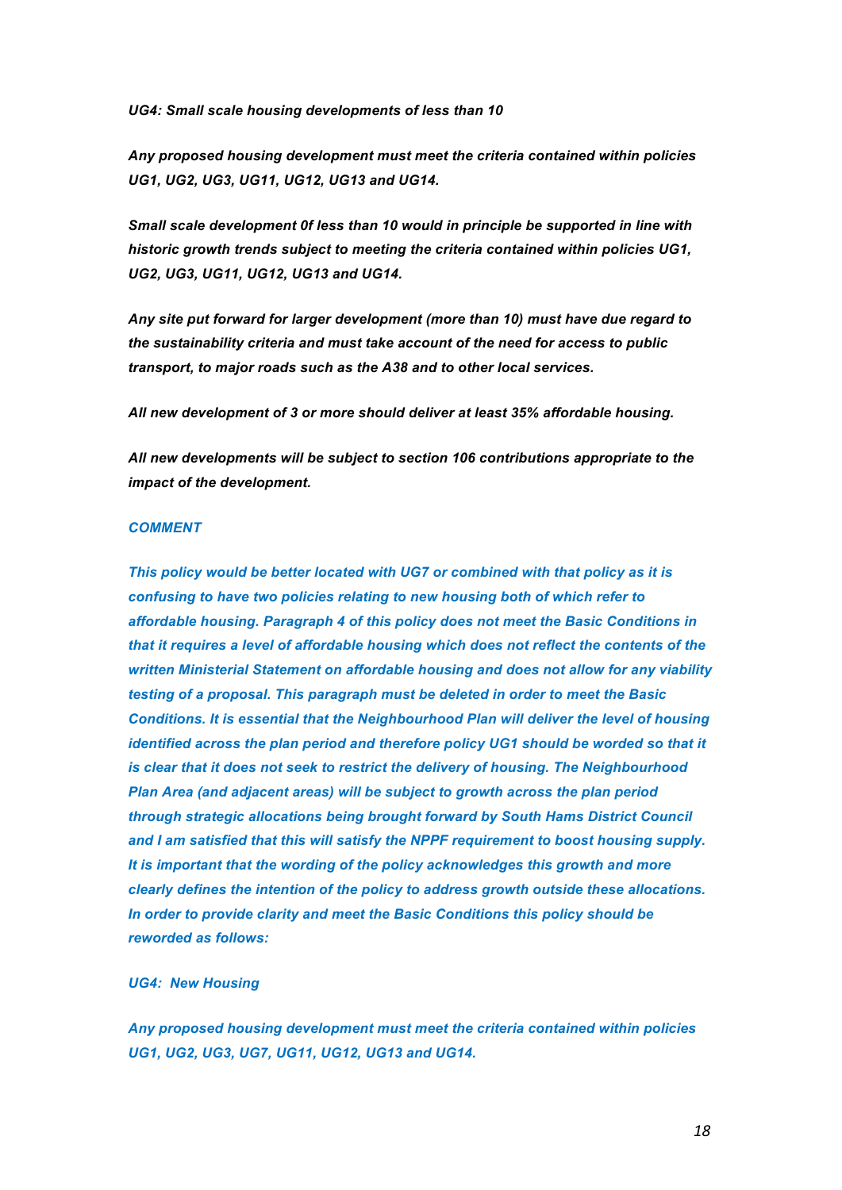***UG4: Small scale housing developments of less than 10***

***Any proposed housing development must meet the criteria contained within policies UG1, UG2, UG3, UG11, UG12, UG13 and UG14.***

***Small scale development 0f less than 10 would in principle be supported in line with historic growth trends subject to meeting the criteria contained within policies UG1, UG2, UG3, UG11, UG12, UG13 and UG14.***

***Any site put forward for larger development (more than 10) must have due regard to the sustainability criteria and must take account of the need for access to public transport, to major roads such as the A38 and to other local services.***

***All new development of 3 or more should deliver at least 35% affordable housing.***

***All new developments will be subject to section 106 contributions appropriate to the impact of the development.***

***COMMENT***

***This policy would be better located with UG7 or combined with that policy as it is confusing to have two policies relating to new housing both of which refer to affordable housing. Paragraph 4 of this policy does not meet the Basic Conditions in that it requires a level of affordable housing which does not reflect the contents of the written Ministerial Statement on affordable housing and does not allow for any viability testing of a proposal. This paragraph must be deleted in order to meet the Basic Conditions. It is essential that the Neighbourhood Plan will deliver the level of housing identified across the plan period and therefore policy UG1 should be worded so that it is clear that it does not seek to restrict the delivery of housing. The Neighbourhood Plan Area (and adjacent areas) will be subject to growth across the plan period through strategic allocations being brought forward by South Hams District Council and I am satisfied that this will satisfy the NPPF requirement to boost housing supply. It is important that the wording of the policy acknowledges this growth and more clearly defines the intention of the policy to address growth outside these allocations. In order to provide clarity and meet the Basic Conditions this policy should be reworded as follows:***

***UG4: New Housing***

***Any proposed housing development must meet the criteria contained within policies UG1, UG2, UG3, UG7, UG11, UG12, UG13 and UG14.***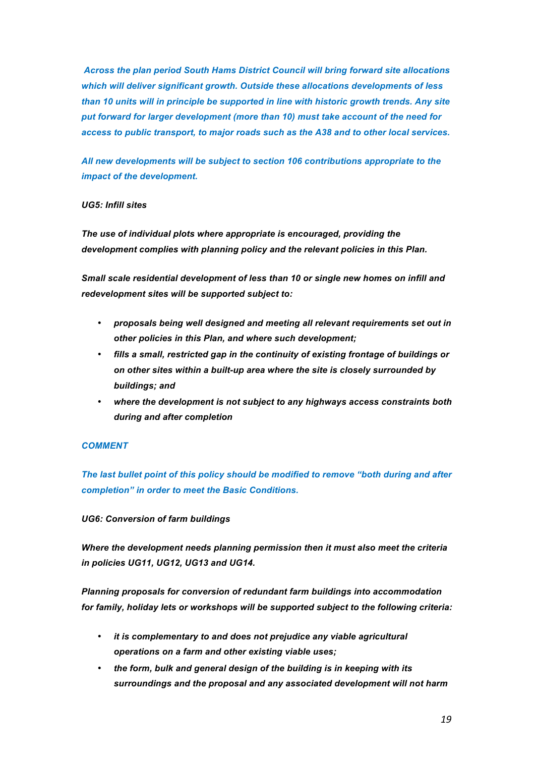*Across the plan period South Hams District Council will bring forward site allocations which will deliver significant growth. Outside these allocations developments of less than 10 units will in principle be supported in line with historic growth trends. Any site put forward for larger development (more than 10) must take account of the need for access to public transport, to major roads such as the A38 and to other local services.*

*All new developments will be subject to section 106 contributions appropriate to the impact of the development.*

***UG5: Infill sites***

***The use of individual plots where appropriate is encouraged, providing the development complies with planning policy and the relevant policies in this Plan.***

***Small scale residential development of less than 10 or single new homes on infill and redevelopment sites will be supported subject to:***

- ***proposals being well designed and meeting all relevant requirements set out in other policies in this Plan, and where such development;***
- ***fills a small, restricted gap in the continuity of existing frontage of buildings or on other sites within a built-up area where the site is closely surrounded by buildings; and***
- ***where the development is not subject to any highways access constraints both during and after completion***

***COMMENT***

***The last bullet point of this policy should be modified to remove "both during and after completion" in order to meet the Basic Conditions.***

***UG6: Conversion of farm buildings***

***Where the development needs planning permission then it must also meet the criteria in policies UG11, UG12, UG13 and UG14.***

***Planning proposals for conversion of redundant farm buildings into accommodation for family, holiday lets or workshops will be supported subject to the following criteria:***

- ***it is complementary to and does not prejudice any viable agricultural operations on a farm and other existing viable uses;***
- ***the form, bulk and general design of the building is in keeping with its surroundings and the proposal and any associated development will not harm***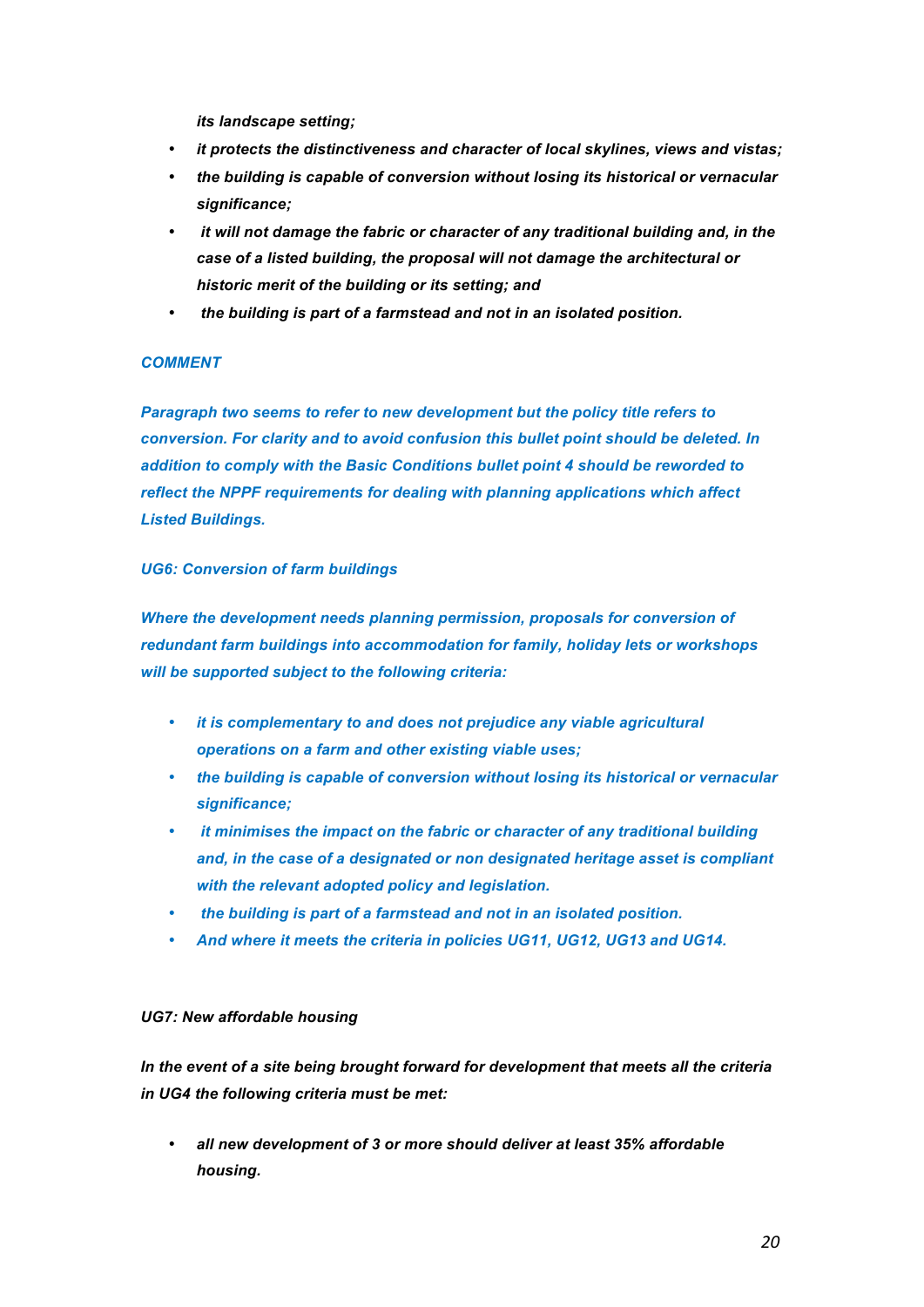*its landscape setting;*

- *it protects the distinctiveness and character of local skylines, views and vistas;*
- *the building is capable of conversion without losing its historical or vernacular significance;*
- *it will not damage the fabric or character of any traditional building and, in the case of a listed building, the proposal will not damage the architectural or historic merit of the building or its setting; and*
- *the building is part of a farmstead and not in an isolated position.*

***COMMENT***

***Paragraph two seems to refer to new development but the policy title refers to conversion. For clarity and to avoid confusion this bullet point should be deleted. In addition to comply with the Basic Conditions bullet point 4 should be reworded to reflect the NPPF requirements for dealing with planning applications which affect Listed Buildings.***

***UG6: Conversion of farm buildings***

***Where the development needs planning permission, proposals for conversion of redundant farm buildings into accommodation for family, holiday lets or workshops will be supported subject to the following criteria:***

- ***it is complementary to and does not prejudice any viable agricultural operations on a farm and other existing viable uses;***
- ***the building is capable of conversion without losing its historical or vernacular significance;***
- ***it minimises the impact on the fabric or character of any traditional building and, in the case of a designated or non designated heritage asset is compliant with the relevant adopted policy and legislation.***
- ***the building is part of a farmstead and not in an isolated position.***
- ***And where it meets the criteria in policies UG11, UG12, UG13 and UG14.***

***UG7: New affordable housing***

***In the event of a site being brought forward for development that meets all the criteria in UG4 the following criteria must be met:***

- ***all new development of 3 or more should deliver at least 35% affordable housing.***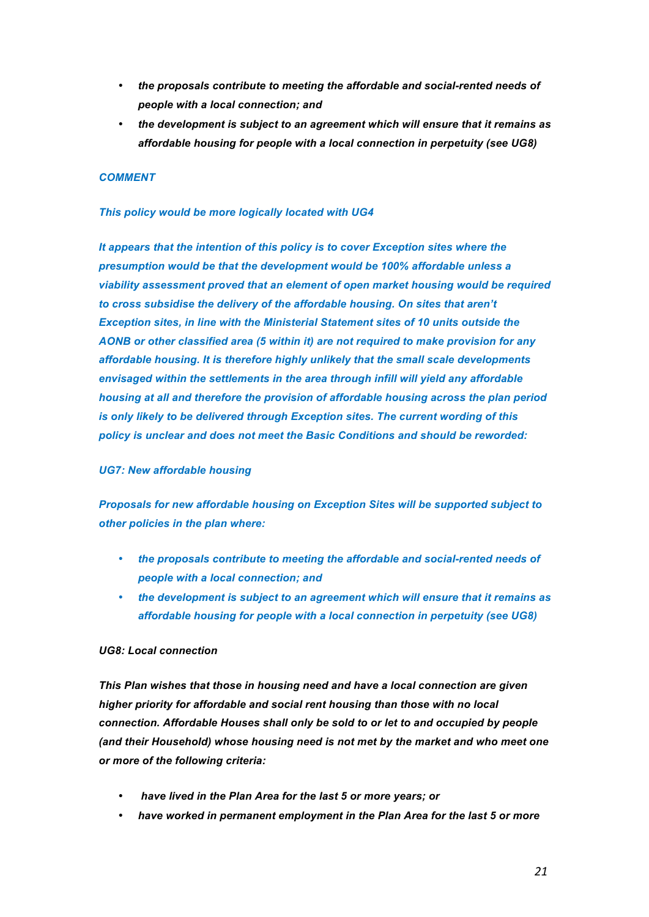- ***the proposals contribute to meeting the affordable and social-rented needs of people with a local connection; and***
- ***the development is subject to an agreement which will ensure that it remains as affordable housing for people with a local connection in perpetuity (see UG8)***

***COMMENT***

***This policy would be more logically located with UG4***

***It appears that the intention of this policy is to cover Exception sites where the presumption would be that the development would be 100% affordable unless a viability assessment proved that an element of open market housing would be required to cross subsidise the delivery of the affordable housing. On sites that aren't Exception sites, in line with the Ministerial Statement sites of 10 units outside the AONB or other classified area (5 within it) are not required to make provision for any affordable housing. It is therefore highly unlikely that the small scale developments envisaged within the settlements in the area through infill will yield any affordable housing at all and therefore the provision of affordable housing across the plan period is only likely to be delivered through Exception sites. The current wording of this policy is unclear and does not meet the Basic Conditions and should be reworded:***

***UG7: New affordable housing***

***Proposals for new affordable housing on Exception Sites will be supported subject to other policies in the plan where:***

- ***the proposals contribute to meeting the affordable and social-rented needs of people with a local connection; and***
- ***the development is subject to an agreement which will ensure that it remains as affordable housing for people with a local connection in perpetuity (see UG8)***

***UG8: Local connection***

***This Plan wishes that those in housing need and have a local connection are given higher priority for affordable and social rent housing than those with no local connection. Affordable Houses shall only be sold to or let to and occupied by people (and their Household) whose housing need is not met by the market and who meet one or more of the following criteria:***

- ***have lived in the Plan Area for the last 5 or more years; or***
- ***have worked in permanent employment in the Plan Area for the last 5 or more***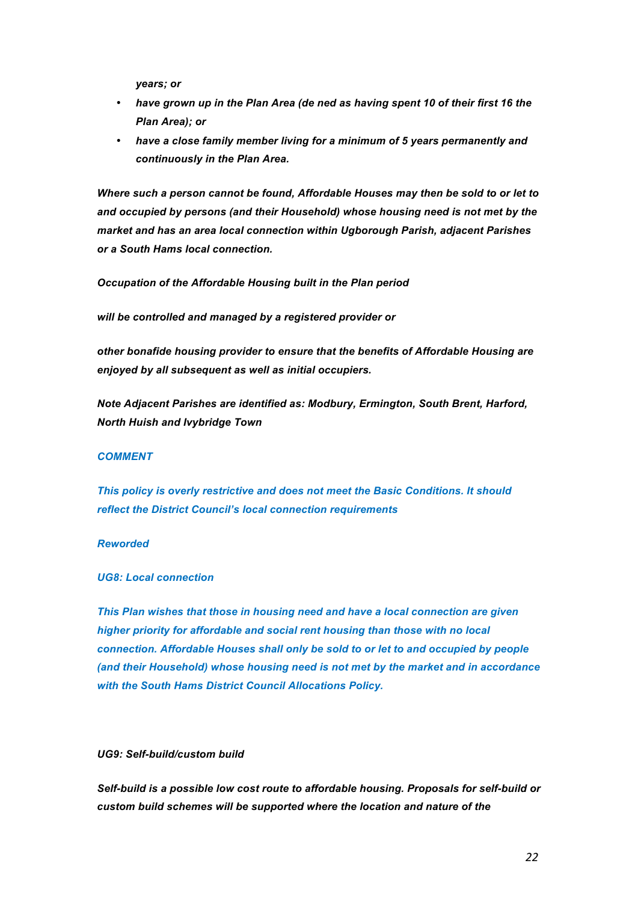*years; or*

- *have grown up in the Plan Area (de ned as having spent 10 of their first 16 the Plan Area); or*
- *have a close family member living for a minimum of 5 years permanently and continuously in the Plan Area.*

***Where such a person cannot be found, Affordable Houses may then be sold to or let to and occupied by persons (and their Household) whose housing need is not met by the market and has an area local connection within Ugborough Parish, adjacent Parishes or a South Hams local connection.***

***Occupation of the Affordable Housing built in the Plan period***

***will be controlled and managed by a registered provider or***

***other bonafide housing provider to ensure that the benefits of Affordable Housing are enjoyed by all subsequent as well as initial occupiers.***

***Note Adjacent Parishes are identified as: Modbury, Ermington, South Brent, Harford, North Huish and Ivybridge Town***

***COMMENT***

***This policy is overly restrictive and does not meet the Basic Conditions. It should reflect the District Council's local connection requirements***

***Reworded***

***UG8: Local connection***

***This Plan wishes that those in housing need and have a local connection are given higher priority for affordable and social rent housing than those with no local connection. Affordable Houses shall only be sold to or let to and occupied by people (and their Household) whose housing need is not met by the market and in accordance with the South Hams District Council Allocations Policy.***

***UG9: Self-build/custom build***

***Self-build is a possible low cost route to affordable housing. Proposals for self-build or custom build schemes will be supported where the location and nature of the***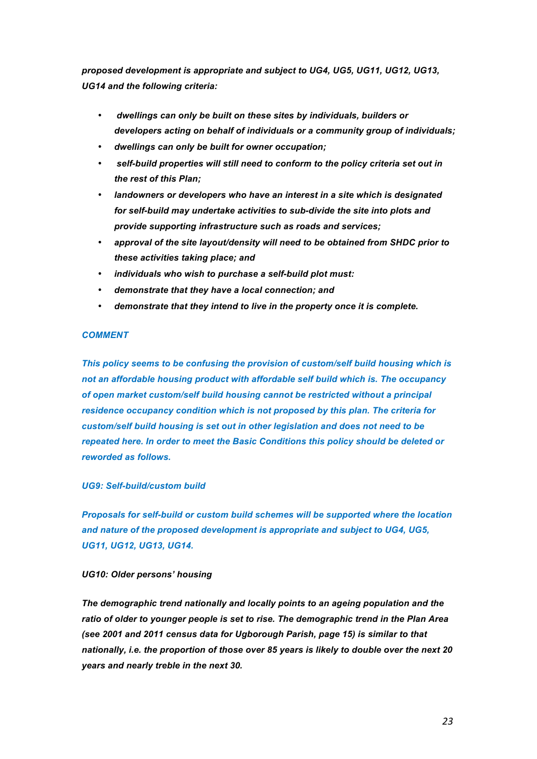***proposed development is appropriate and subject to UG4, UG5, UG11, UG12, UG13, UG14 and the following criteria:***

- ***dwellings can only be built on these sites by individuals, builders or developers acting on behalf of individuals or a community group of individuals;***
- ***dwellings can only be built for owner occupation;***
- ***self-build properties will still need to conform to the policy criteria set out in the rest of this Plan;***
- ***landowners or developers who have an interest in a site which is designated for self-build may undertake activities to sub-divide the site into plots and provide supporting infrastructure such as roads and services;***
- ***approval of the site layout/density will need to be obtained from SHDC prior to these activities taking place; and***
- ***individuals who wish to purchase a self-build plot must:***
- ***demonstrate that they have a local connection; and***
- ***demonstrate that they intend to live in the property once it is complete.***

***COMMENT***

***This policy seems to be confusing the provision of custom/self build housing which is not an affordable housing product with affordable self build which is. The occupancy of open market custom/self build housing cannot be restricted without a principal residence occupancy condition which is not proposed by this plan. The criteria for custom/self build housing is set out in other legislation and does not need to be repeated here. In order to meet the Basic Conditions this policy should be deleted or reworded as follows.***

***UG9: Self-build/custom build***

***Proposals for self-build or custom build schemes will be supported where the location and nature of the proposed development is appropriate and subject to UG4, UG5, UG11, UG12, UG13, UG14.***

***UG10: Older persons' housing***

***The demographic trend nationally and locally points to an ageing population and the ratio of older to younger people is set to rise. The demographic trend in the Plan Area (see 2001 and 2011 census data for Ugborough Parish, page 15) is similar to that nationally, i.e. the proportion of those over 85 years is likely to double over the next 20 years and nearly treble in the next 30.***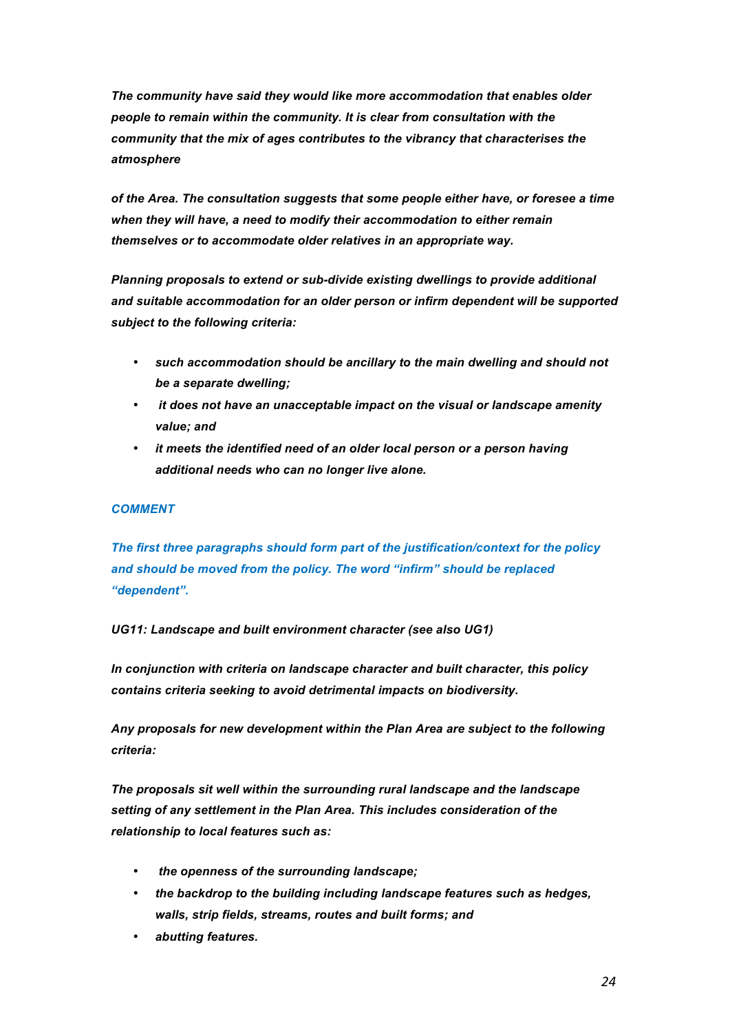***The community have said they would like more accommodation that enables older people to remain within the community. It is clear from consultation with the community that the mix of ages contributes to the vibrancy that characterises the atmosphere***

***of the Area. The consultation suggests that some people either have, or foresee a time when they will have, a need to modify their accommodation to either remain themselves or to accommodate older relatives in an appropriate way.***

***Planning proposals to extend or sub-divide existing dwellings to provide additional and suitable accommodation for an older person or infirm dependent will be supported subject to the following criteria:***

- ***such accommodation should be ancillary to the main dwelling and should not be a separate dwelling;***
- ***it does not have an unacceptable impact on the visual or landscape amenity value; and***
- ***it meets the identified need of an older local person or a person having additional needs who can no longer live alone.***

***COMMENT***

***The first three paragraphs should form part of the justification/context for the policy and should be moved from the policy. The word "infirm" should be replaced "dependent".***

***UG11: Landscape and built environment character (see also UG1)***

***In conjunction with criteria on landscape character and built character, this policy contains criteria seeking to avoid detrimental impacts on biodiversity.***

***Any proposals for new development within the Plan Area are subject to the following criteria:***

***The proposals sit well within the surrounding rural landscape and the landscape setting of any settlement in the Plan Area. This includes consideration of the relationship to local features such as:***

- ***the openness of the surrounding landscape;***
- ***the backdrop to the building including landscape features such as hedges, walls, strip fields, streams, routes and built forms; and***
- ***abutting features.***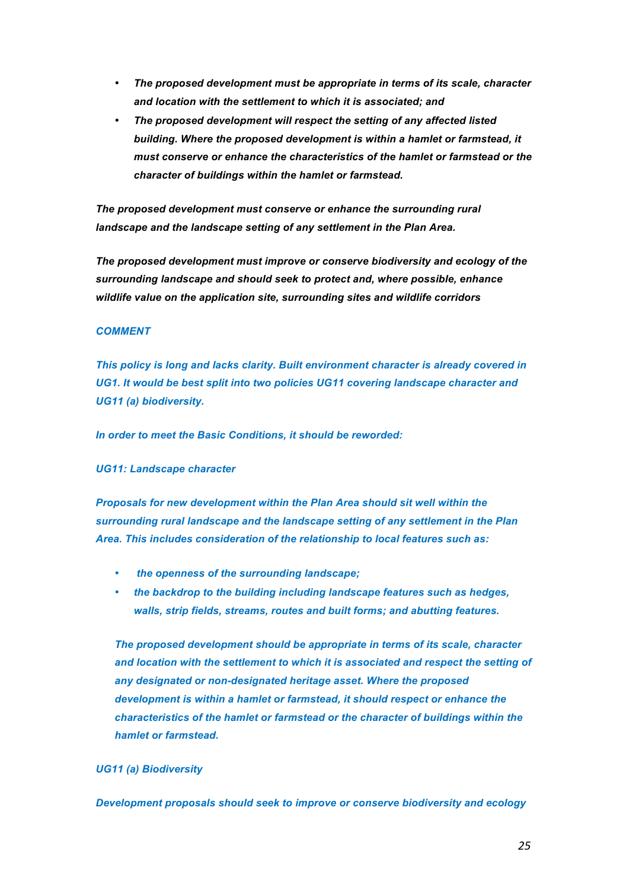- ***The proposed development must be appropriate in terms of its scale, character and location with the settlement to which it is associated; and***
- ***The proposed development will respect the setting of any affected listed building. Where the proposed development is within a hamlet or farmstead, it must conserve or enhance the characteristics of the hamlet or farmstead or the character of buildings within the hamlet or farmstead.***

***The proposed development must conserve or enhance the surrounding rural landscape and the landscape setting of any settlement in the Plan Area.***

***The proposed development must improve or conserve biodiversity and ecology of the surrounding landscape and should seek to protect and, where possible, enhance wildlife value on the application site, surrounding sites and wildlife corridors***

***COMMENT***

***This policy is long and lacks clarity. Built environment character is already covered in UG1. It would be best split into two policies UG11 covering landscape character and UG11 (a) biodiversity.***

***In order to meet the Basic Conditions, it should be reworded:***

***UG11: Landscape character***

***Proposals for new development within the Plan Area should sit well within the surrounding rural landscape and the landscape setting of any settlement in the Plan Area. This includes consideration of the relationship to local features such as:***

- ***the openness of the surrounding landscape;***
- ***the backdrop to the building including landscape features such as hedges, walls, strip fields, streams, routes and built forms; and abutting features.***

***The proposed development should be appropriate in terms of its scale, character and location with the settlement to which it is associated and respect the setting of any designated or non-designated heritage asset. Where the proposed development is within a hamlet or farmstead, it should respect or enhance the characteristics of the hamlet or farmstead or the character of buildings within the hamlet or farmstead.***

***UG11 (a) Biodiversity***

***Development proposals should seek to improve or conserve biodiversity and ecology***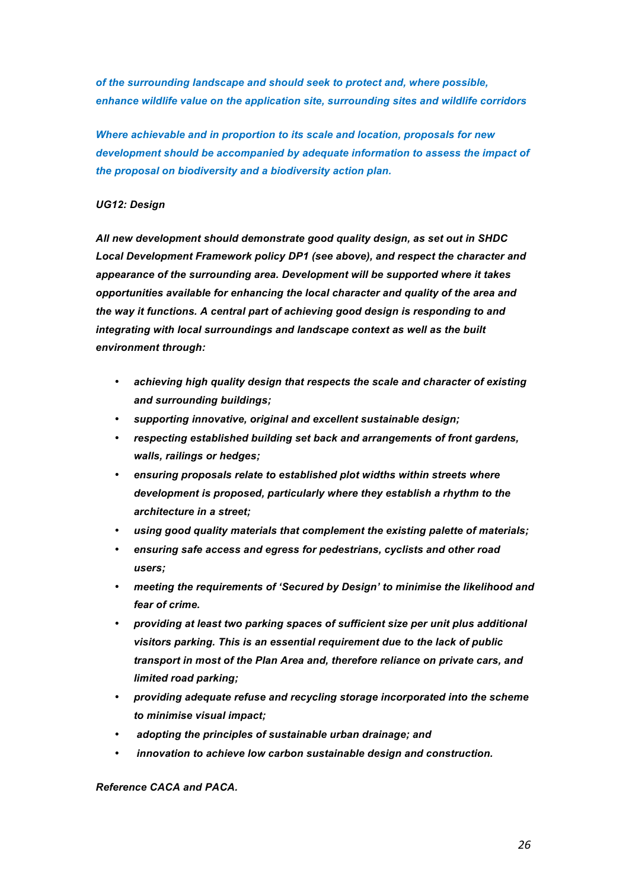***of the surrounding landscape and should seek to protect and, where possible, enhance wildlife value on the application site, surrounding sites and wildlife corridors***

***Where achievable and in proportion to its scale and location, proposals for new development should be accompanied by adequate information to assess the impact of the proposal on biodiversity and a biodiversity action plan.***

***UG12: Design***

***All new development should demonstrate good quality design, as set out in SHDC Local Development Framework policy DP1 (see above), and respect the character and appearance of the surrounding area. Development will be supported where it takes opportunities available for enhancing the local character and quality of the area and the way it functions. A central part of achieving good design is responding to and integrating with local surroundings and landscape context as well as the built environment through:***

- ***achieving high quality design that respects the scale and character of existing and surrounding buildings;***
- ***supporting innovative, original and excellent sustainable design;***
- ***respecting established building set back and arrangements of front gardens, walls, railings or hedges;***
- ***ensuring proposals relate to established plot widths within streets where development is proposed, particularly where they establish a rhythm to the architecture in a street;***
- ***using good quality materials that complement the existing palette of materials;***
- ***ensuring safe access and egress for pedestrians, cyclists and other road users;***
- ***meeting the requirements of 'Secured by Design' to minimise the likelihood and fear of crime.***
- ***providing at least two parking spaces of sufficient size per unit plus additional visitors parking. This is an essential requirement due to the lack of public transport in most of the Plan Area and, therefore reliance on private cars, and limited road parking;***
- ***providing adequate refuse and recycling storage incorporated into the scheme to minimise visual impact;***
- ***adopting the principles of sustainable urban drainage; and***
- ***innovation to achieve low carbon sustainable design and construction.***

***Reference CACA and PACA.***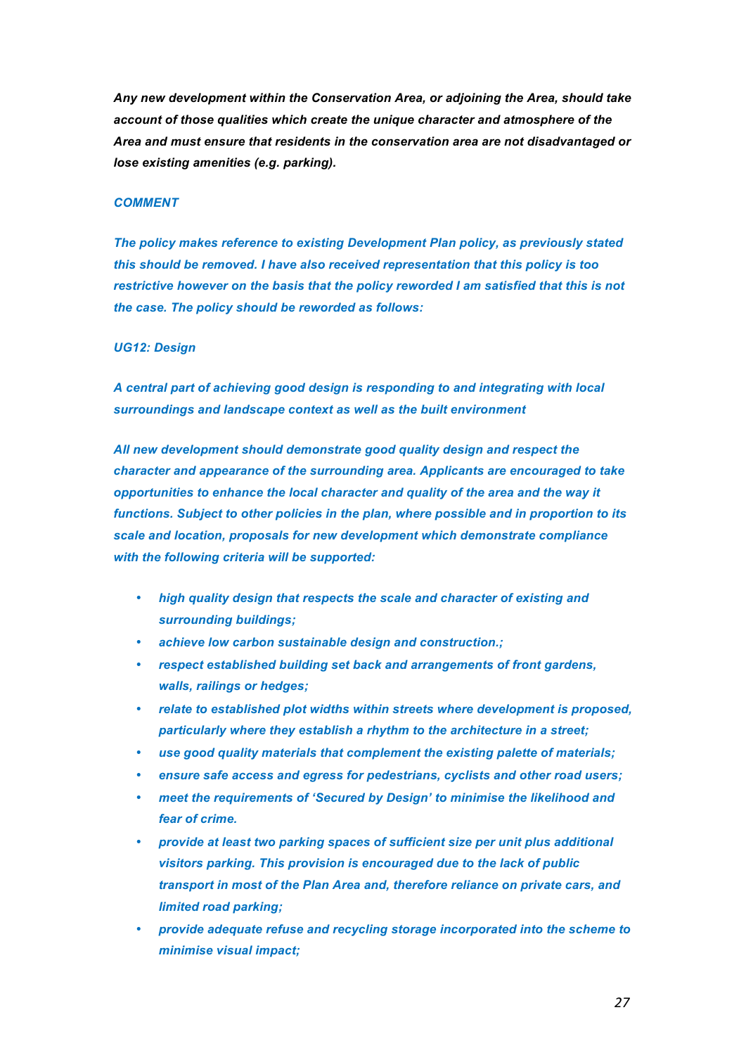***Any new development within the Conservation Area, or adjoining the Area, should take account of those qualities which create the unique character and atmosphere of the Area and must ensure that residents in the conservation area are not disadvantaged or lose existing amenities (e.g. parking).***

***COMMENT***

***The policy makes reference to existing Development Plan policy, as previously stated this should be removed. I have also received representation that this policy is too restrictive however on the basis that the policy reworded I am satisfied that this is not the case. The policy should be reworded as follows:***

***UG12: Design***

***A central part of achieving good design is responding to and integrating with local surroundings and landscape context as well as the built environment***

***All new development should demonstrate good quality design and respect the character and appearance of the surrounding area. Applicants are encouraged to take opportunities to enhance the local character and quality of the area and the way it functions. Subject to other policies in the plan, where possible and in proportion to its scale and location, proposals for new development which demonstrate compliance with the following criteria will be supported:***

- ***high quality design that respects the scale and character of existing and surrounding buildings;***
- ***achieve low carbon sustainable design and construction.;***
- ***respect established building set back and arrangements of front gardens, walls, railings or hedges;***
- ***relate to established plot widths within streets where development is proposed, particularly where they establish a rhythm to the architecture in a street;***
- ***use good quality materials that complement the existing palette of materials;***
- ***ensure safe access and egress for pedestrians, cyclists and other road users;***
- ***meet the requirements of 'Secured by Design' to minimise the likelihood and fear of crime.***
- ***provide at least two parking spaces of sufficient size per unit plus additional visitors parking. This provision is encouraged due to the lack of public transport in most of the Plan Area and, therefore reliance on private cars, and limited road parking;***
- ***provide adequate refuse and recycling storage incorporated into the scheme to minimise visual impact;***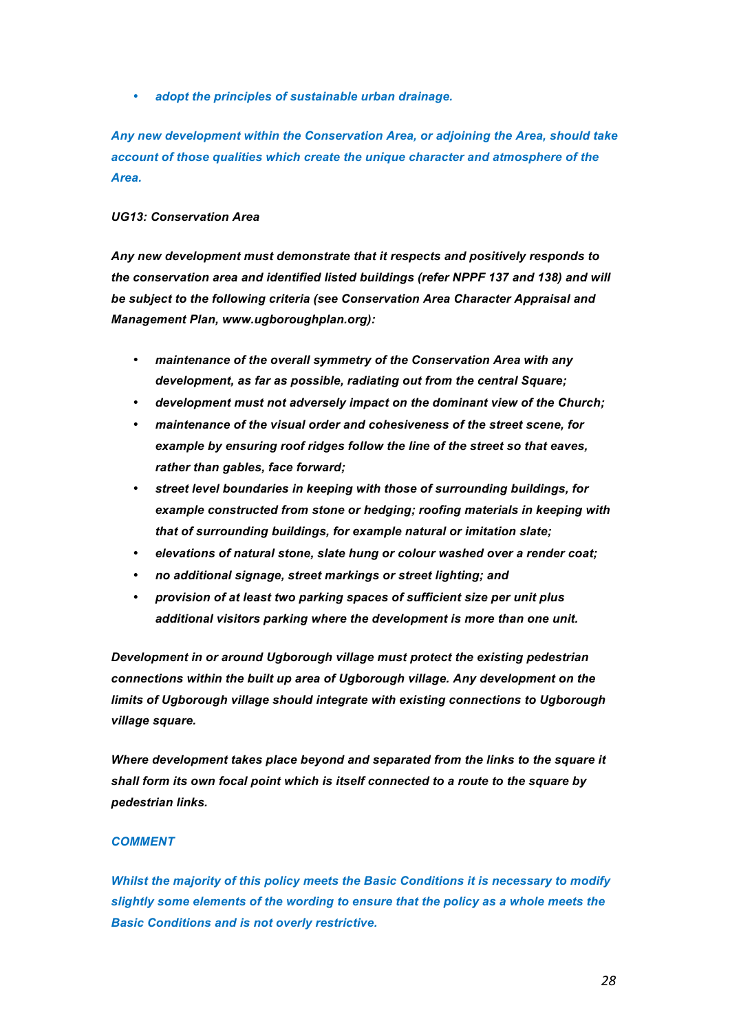- *adopt the principles of sustainable urban drainage.*

*Any new development within the Conservation Area, or adjoining the Area, should take account of those qualities which create the unique character and atmosphere of the Area.*

*UG13: Conservation Area*

***Any new development must demonstrate that it respects and positively responds to the conservation area and identified listed buildings (refer NPPF 137 and 138) and will be subject to the following criteria (see Conservation Area Character Appraisal and Management Plan, www.ugboroughplan.org):***

- ***maintenance of the overall symmetry of the Conservation Area with any development, as far as possible, radiating out from the central Square;***
- ***development must not adversely impact on the dominant view of the Church;***
- ***maintenance of the visual order and cohesiveness of the street scene, for example by ensuring roof ridges follow the line of the street so that eaves, rather than gables, face forward;***
- ***street level boundaries in keeping with those of surrounding buildings, for example constructed from stone or hedging; roofing materials in keeping with that of surrounding buildings, for example natural or imitation slate;***
- ***elevations of natural stone, slate hung or colour washed over a render coat;***
- ***no additional signage, street markings or street lighting; and***
- ***provision of at least two parking spaces of sufficient size per unit plus additional visitors parking where the development is more than one unit.***

***Development in or around Ugborough village must protect the existing pedestrian connections within the built up area of Ugborough village. Any development on the limits of Ugborough village should integrate with existing connections to Ugborough village square.***

***Where development takes place beyond and separated from the links to the square it shall form its own focal point which is itself connected to a route to the square by pedestrian links.***

***COMMENT***

***Whilst the majority of this policy meets the Basic Conditions it is necessary to modify slightly some elements of the wording to ensure that the policy as a whole meets the Basic Conditions and is not overly restrictive.***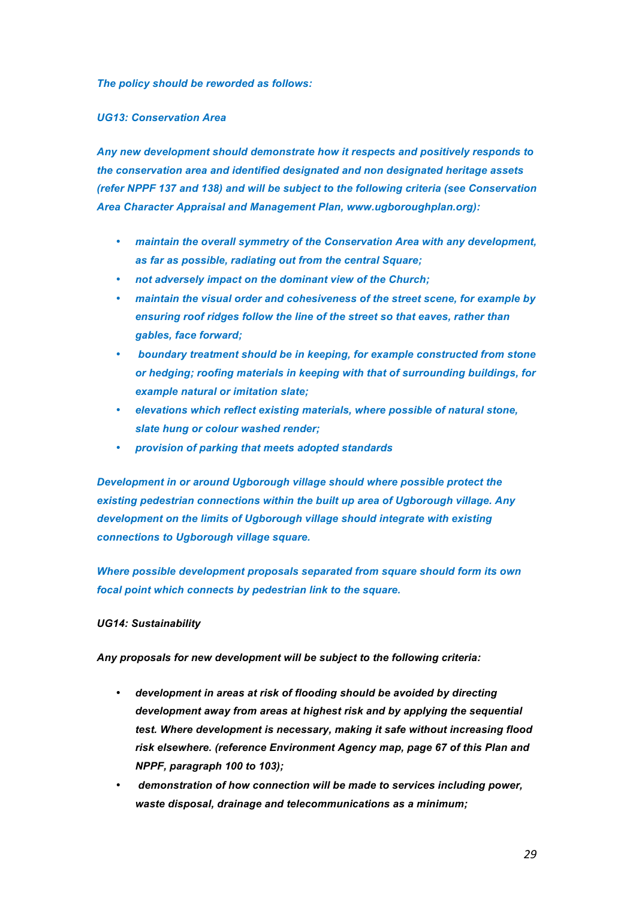***The policy should be reworded as follows:***

***UG13: Conservation Area***

***Any new development should demonstrate how it respects and positively responds to the conservation area and identified designated and non designated heritage assets (refer NPPF 137 and 138) and will be subject to the following criteria (see Conservation Area Character Appraisal and Management Plan, www.ugboroughplan.org):***

- ***maintain the overall symmetry of the Conservation Area with any development, as far as possible, radiating out from the central Square;***
- ***not adversely impact on the dominant view of the Church;***
- ***maintain the visual order and cohesiveness of the street scene, for example by ensuring roof ridges follow the line of the street so that eaves, rather than gables, face forward;***
- ***boundary treatment should be in keeping, for example constructed from stone or hedging; roofing materials in keeping with that of surrounding buildings, for example natural or imitation slate;***
- ***elevations which reflect existing materials, where possible of natural stone, slate hung or colour washed render;***
- ***provision of parking that meets adopted standards***

***Development in or around Ugborough village should where possible protect the existing pedestrian connections within the built up area of Ugborough village. Any development on the limits of Ugborough village should integrate with existing connections to Ugborough village square.***

***Where possible development proposals separated from square should form its own focal point which connects by pedestrian link to the square.***

***UG14: Sustainability***

***Any proposals for new development will be subject to the following criteria:***

- ***development in areas at risk of flooding should be avoided by directing development away from areas at highest risk and by applying the sequential test. Where development is necessary, making it safe without increasing flood risk elsewhere. (reference Environment Agency map, page 67 of this Plan and NPPF, paragraph 100 to 103);***
- ***demonstration of how connection will be made to services including power, waste disposal, drainage and telecommunications as a minimum;***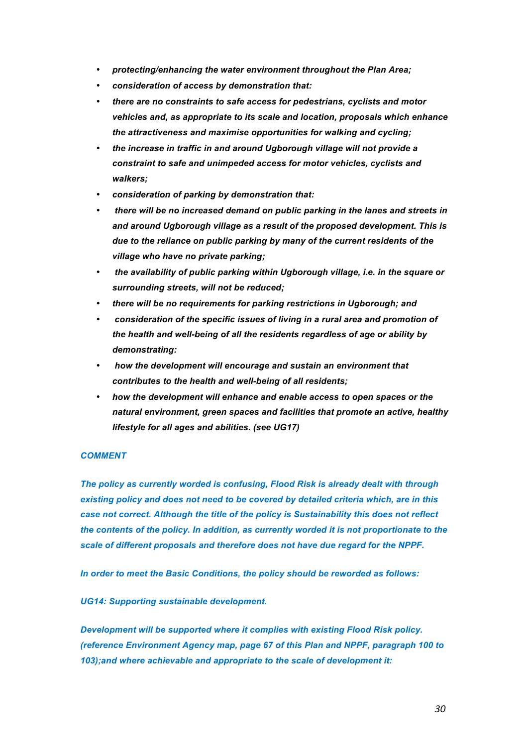- ***protecting/enhancing the water environment throughout the Plan Area;***
- ***consideration of access by demonstration that:***
- ***there are no constraints to safe access for pedestrians, cyclists and motor vehicles and, as appropriate to its scale and location, proposals which enhance the attractiveness and maximise opportunities for walking and cycling;***
- ***the increase in traffic in and around Ugborough village will not provide a constraint to safe and unimpeded access for motor vehicles, cyclists and walkers;***
- ***consideration of parking by demonstration that:***
- ***there will be no increased demand on public parking in the lanes and streets in and around Ugborough village as a result of the proposed development. This is due to the reliance on public parking by many of the current residents of the village who have no private parking;***
- ***the availability of public parking within Ugborough village, i.e. in the square or surrounding streets, will not be reduced;***
- ***there will be no requirements for parking restrictions in Ugborough; and***
- ***consideration of the specific issues of living in a rural area and promotion of the health and well-being of all the residents regardless of age or ability by demonstrating:***
- ***how the development will encourage and sustain an environment that contributes to the health and well-being of all residents;***
- ***how the development will enhance and enable access to open spaces or the natural environment, green spaces and facilities that promote an active, healthy lifestyle for all ages and abilities. (see UG17)***

***COMMENT***

***The policy as currently worded is confusing, Flood Risk is already dealt with through existing policy and does not need to be covered by detailed criteria which, are in this case not correct. Although the title of the policy is Sustainability this does not reflect the contents of the policy. In addition, as currently worded it is not proportionate to the scale of different proposals and therefore does not have due regard for the NPPF.***

***In order to meet the Basic Conditions, the policy should be reworded as follows:***

***UG14: Supporting sustainable development.***

***Development will be supported where it complies with existing Flood Risk policy. (reference Environment Agency map, page 67 of this Plan and NPPF, paragraph 100 to 103);and where achievable and appropriate to the scale of development it:***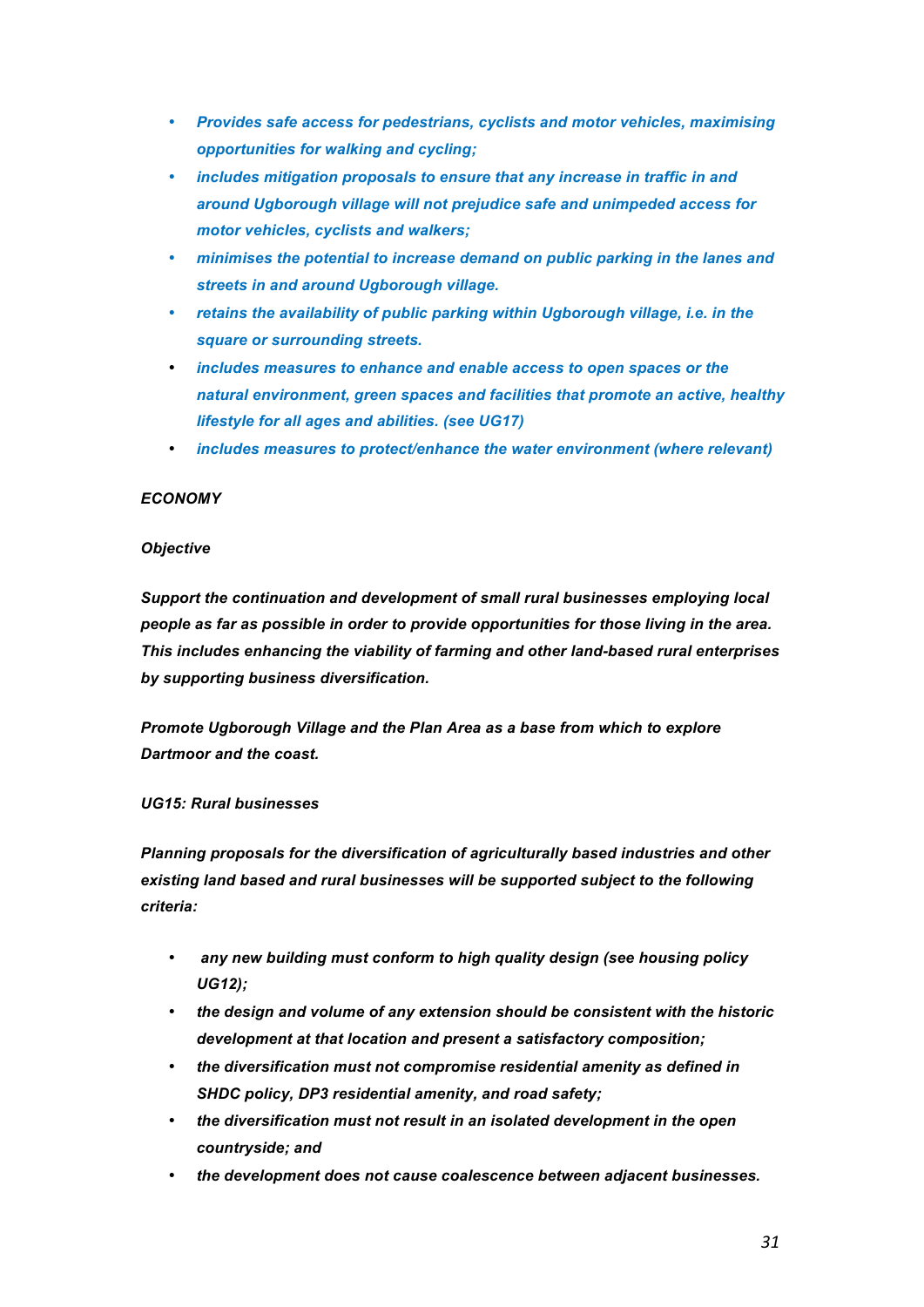- ***Provides safe access for pedestrians, cyclists and motor vehicles, maximising opportunities for walking and cycling;***
- ***includes mitigation proposals to ensure that any increase in traffic in and around Ugborough village will not prejudice safe and unimpeded access for motor vehicles, cyclists and walkers;***
- ***minimises the potential to increase demand on public parking in the lanes and streets in and around Ugborough village.***
- ***retains the availability of public parking within Ugborough village, i.e. in the square or surrounding streets.***
- ***includes measures to enhance and enable access to open spaces or the natural environment, green spaces and facilities that promote an active, healthy lifestyle for all ages and abilities. (see UG17)***
- ***includes measures to protect/enhance the water environment (where relevant)***

***ECONOMY***

***Objective***

***Support the continuation and development of small rural businesses employing local people as far as possible in order to provide opportunities for those living in the area. This includes enhancing the viability of farming and other land-based rural enterprises by supporting business diversification.***

***Promote Ugborough Village and the Plan Area as a base from which to explore Dartmoor and the coast.***

***UG15: Rural businesses***

***Planning proposals for the diversification of agriculturally based industries and other existing land based and rural businesses will be supported subject to the following criteria:***

- ***any new building must conform to high quality design (see housing policy UG12);***
- ***the design and volume of any extension should be consistent with the historic development at that location and present a satisfactory composition;***
- ***the diversification must not compromise residential amenity as defined in SHDC policy, DP3 residential amenity, and road safety;***
- ***the diversification must not result in an isolated development in the open countryside; and***
- ***the development does not cause coalescence between adjacent businesses.***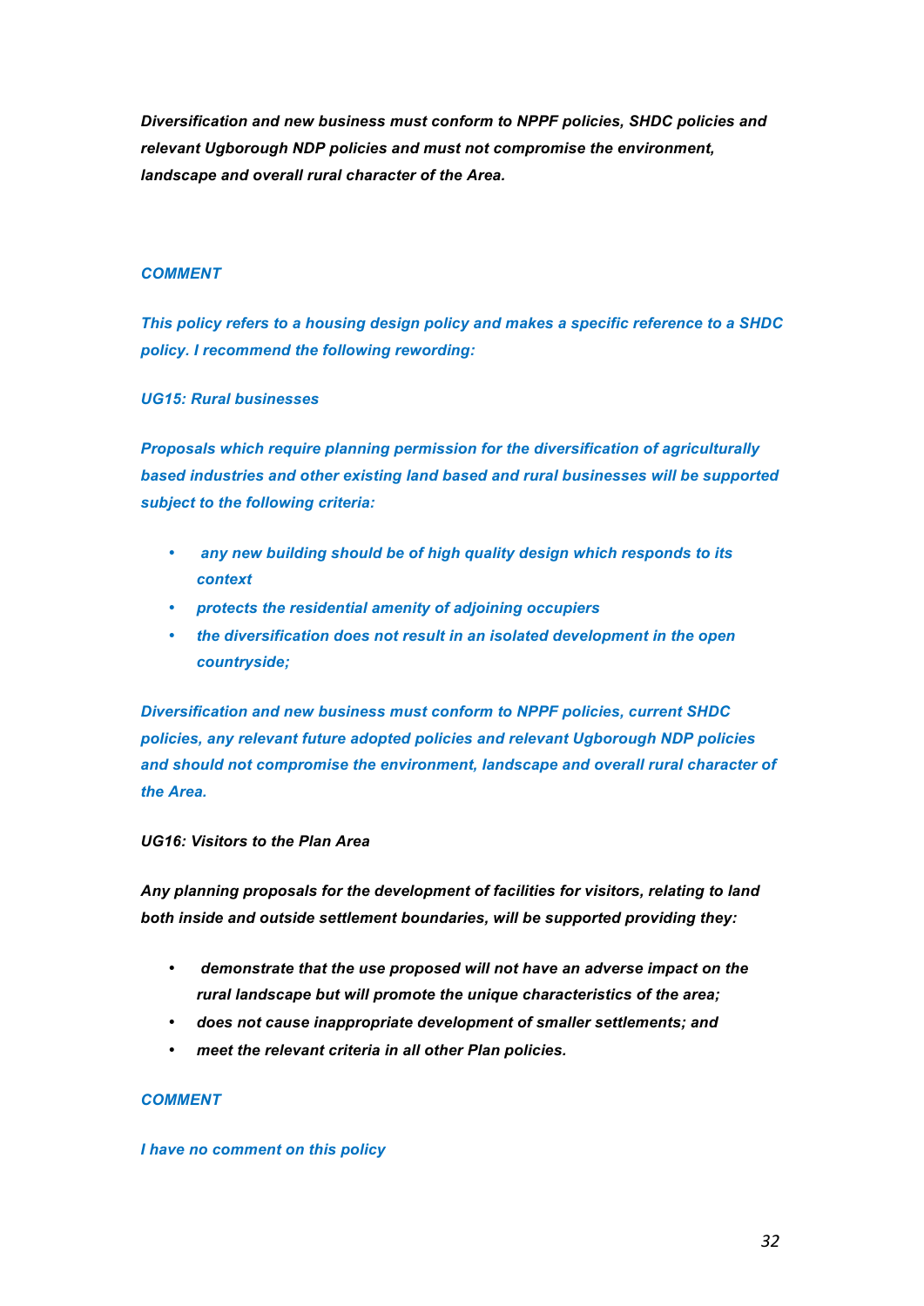***Diversification and new business must conform to NPPF policies, SHDC policies and relevant Ugborough NDP policies and must not compromise the environment, landscape and overall rural character of the Area.***

***COMMENT***

***This policy refers to a housing design policy and makes a specific reference to a SHDC policy. I recommend the following rewording:***

***UG15: Rural businesses***

***Proposals which require planning permission for the diversification of agriculturally based industries and other existing land based and rural businesses will be supported subject to the following criteria:***

- ***any new building should be of high quality design which responds to its context***
- ***protects the residential amenity of adjoining occupiers***
- ***the diversification does not result in an isolated development in the open countryside;***

***Diversification and new business must conform to NPPF policies, current SHDC policies, any relevant future adopted policies and relevant Ugborough NDP policies and should not compromise the environment, landscape and overall rural character of the Area.***

***UG16: Visitors to the Plan Area***

***Any planning proposals for the development of facilities for visitors, relating to land both inside and outside settlement boundaries, will be supported providing they:***

- ***demonstrate that the use proposed will not have an adverse impact on the rural landscape but will promote the unique characteristics of the area;***
- ***does not cause inappropriate development of smaller settlements; and***
- ***meet the relevant criteria in all other Plan policies.***

***COMMENT***

***I have no comment on this policy***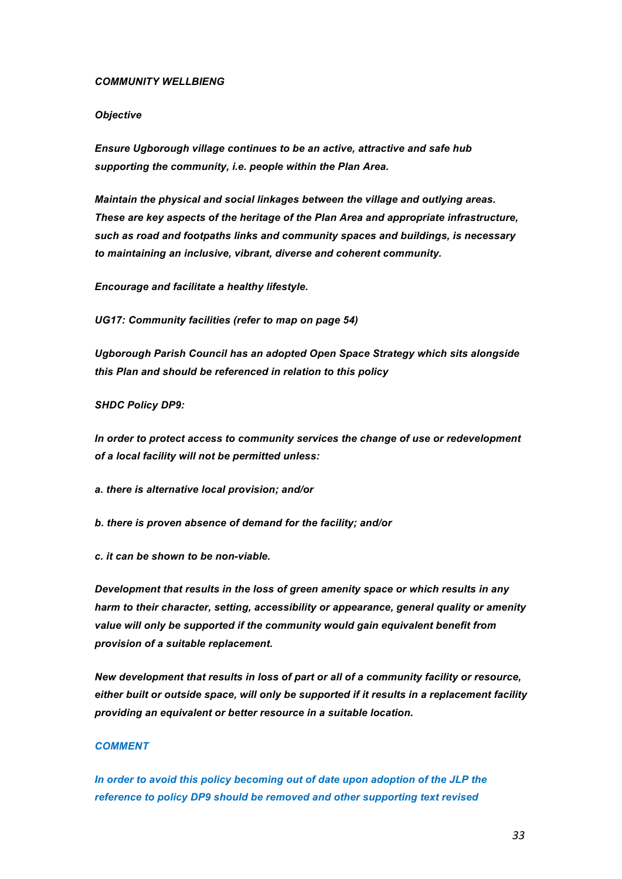***COMMUNITY WELLBIENG***

***Objective***

***Ensure Ugborough village continues to be an active, attractive and safe hub supporting the community, i.e. people within the Plan Area.***

***Maintain the physical and social linkages between the village and outlying areas. These are key aspects of the heritage of the Plan Area and appropriate infrastructure, such as road and footpaths links and community spaces and buildings, is necessary to maintaining an inclusive, vibrant, diverse and coherent community.***

***Encourage and facilitate a healthy lifestyle.***

***UG17: Community facilities (refer to map on page 54)***

***Ugborough Parish Council has an adopted Open Space Strategy which sits alongside this Plan and should be referenced in relation to this policy***

***SHDC Policy DP9:***

***In order to protect access to community services the change of use or redevelopment of a local facility will not be permitted unless:***

***a. there is alternative local provision; and/or***

***b. there is proven absence of demand for the facility; and/or***

***c. it can be shown to be non-viable.***

***Development that results in the loss of green amenity space or which results in any harm to their character, setting, accessibility or appearance, general quality or amenity value will only be supported if the community would gain equivalent benefit from provision of a suitable replacement.***

***New development that results in loss of part or all of a community facility or resource, either built or outside space, will only be supported if it results in a replacement facility providing an equivalent or better resource in a suitable location.***

***COMMENT***

***In order to avoid this policy becoming out of date upon adoption of the JLP the reference to policy DP9 should be removed and other supporting text revised***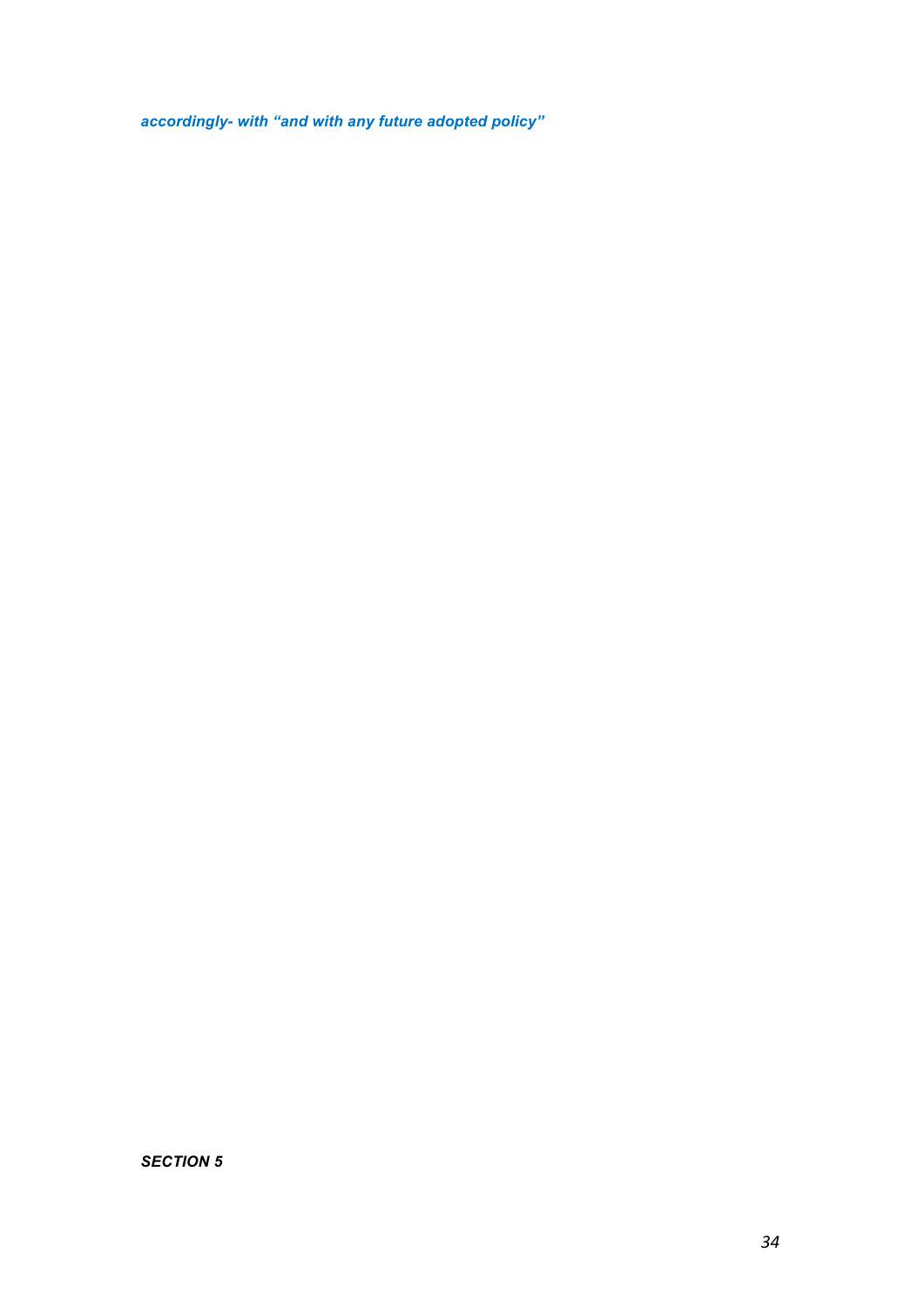***accordingly- with "and with any future adopted policy"***

***SECTION 5***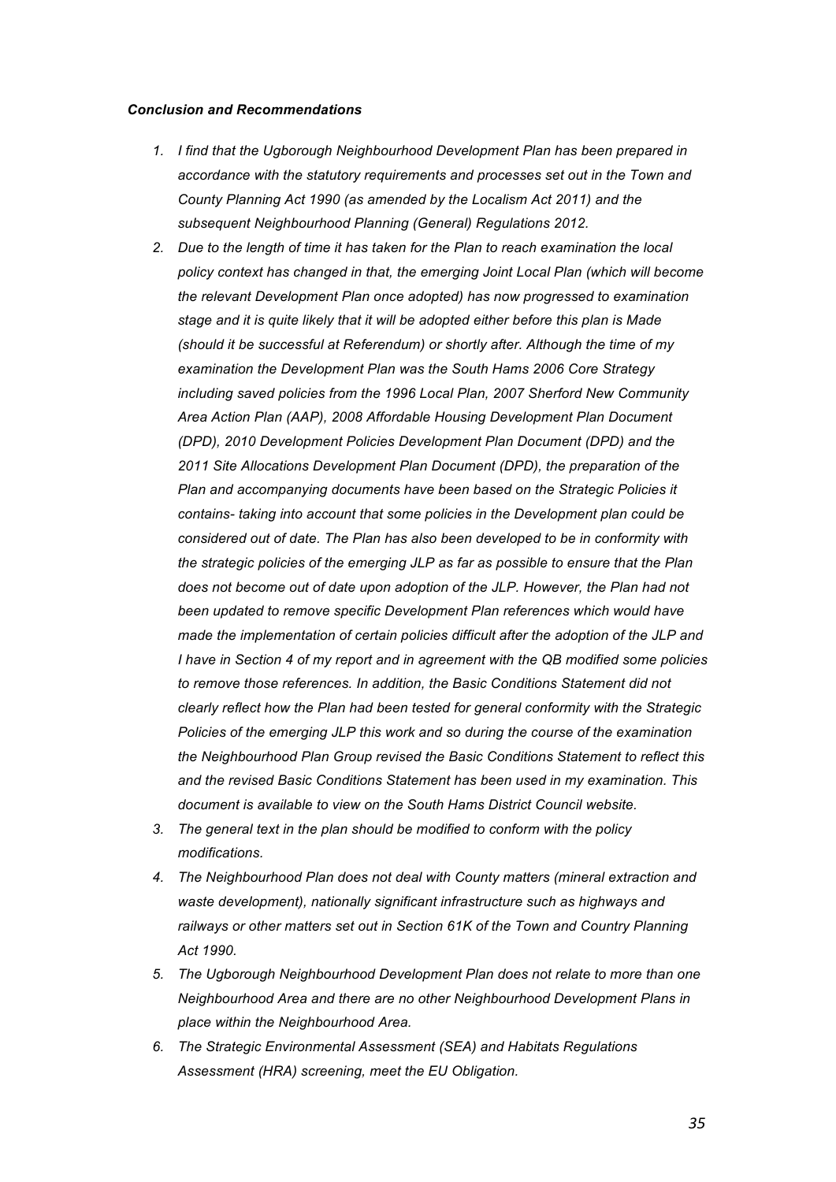***Conclusion and Recommendations***

1. *I find that the Ugborough Neighbourhood Development Plan has been prepared in accordance with the statutory requirements and processes set out in the Town and County Planning Act 1990 (as amended by the Localism Act 2011) and the subsequent Neighbourhood Planning (General) Regulations 2012.*
2. *Due to the length of time it has taken for the Plan to reach examination the local policy context has changed in that, the emerging Joint Local Plan (which will become the relevant Development Plan once adopted) has now progressed to examination stage and it is quite likely that it will be adopted either before this plan is Made (should it be successful at Referendum) or shortly after. Although the time of my examination the Development Plan was the South Hams 2006 Core Strategy including saved policies from the 1996 Local Plan, 2007 Sherford New Community Area Action Plan (AAP), 2008 Affordable Housing Development Plan Document (DPD), 2010 Development Policies Development Plan Document (DPD) and the 2011 Site Allocations Development Plan Document (DPD), the preparation of the Plan and accompanying documents have been based on the Strategic Policies it contains- taking into account that some policies in the Development plan could be considered out of date. The Plan has also been developed to be in conformity with the strategic policies of the emerging JLP as far as possible to ensure that the Plan does not become out of date upon adoption of the JLP. However, the Plan had not been updated to remove specific Development Plan references which would have made the implementation of certain policies difficult after the adoption of the JLP and I have in Section 4 of my report and in agreement with the QB modified some policies to remove those references. In addition, the Basic Conditions Statement did not clearly reflect how the Plan had been tested for general conformity with the Strategic Policies of the emerging JLP this work and so during the course of the examination the Neighbourhood Plan Group revised the Basic Conditions Statement to reflect this and the revised Basic Conditions Statement has been used in my examination. This document is available to view on the South Hams District Council website.*
3. *The general text in the plan should be modified to conform with the policy modifications.*
4. *The Neighbourhood Plan does not deal with County matters (mineral extraction and waste development), nationally significant infrastructure such as highways and railways or other matters set out in Section 61K of the Town and Country Planning Act 1990.*
5. *The Ugborough Neighbourhood Development Plan does not relate to more than one Neighbourhood Area and there are no other Neighbourhood Development Plans in place within the Neighbourhood Area.*
6. *The Strategic Environmental Assessment (SEA) and Habitats Regulations Assessment (HRA) screening, meet the EU Obligation.*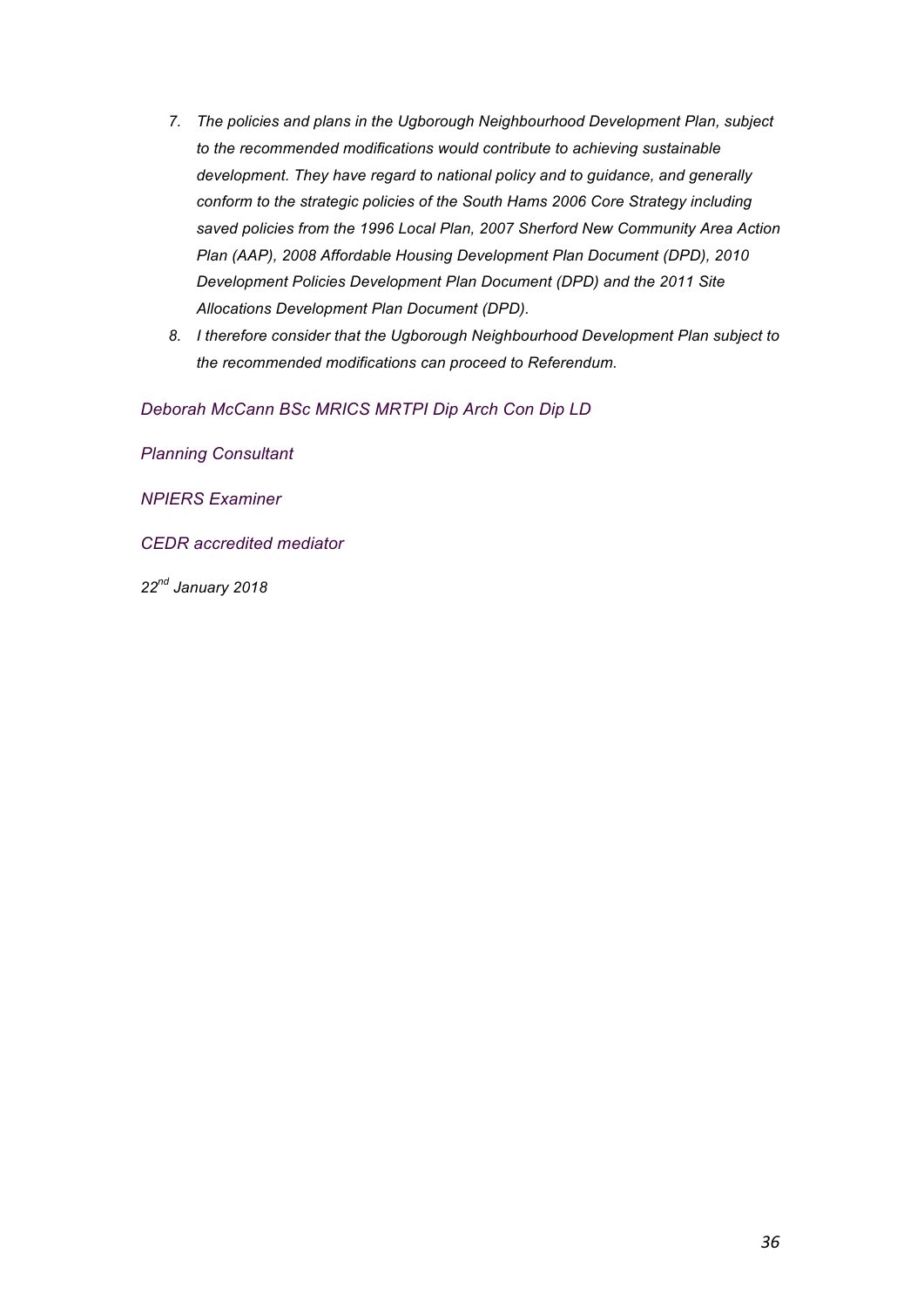7. *The policies and plans in the Ugborough Neighbourhood Development Plan, subject to the recommended modifications would contribute to achieving sustainable development. They have regard to national policy and to guidance, and generally conform to the strategic policies of the South Hams 2006 Core Strategy including saved policies from the 1996 Local Plan, 2007 Sherford New Community Area Action Plan (AAP), 2008 Affordable Housing Development Plan Document (DPD), 2010 Development Policies Development Plan Document (DPD) and the 2011 Site Allocations Development Plan Document (DPD).*
8. *I therefore consider that the Ugborough Neighbourhood Development Plan subject to the recommended modifications can proceed to Referendum.*

*Deborah McCann BSc MRICS MRTPI Dip Arch Con Dip LD*

*Planning Consultant*

*NPIERS Examiner*

*CEDR accredited mediator*

*22nd January 2018*